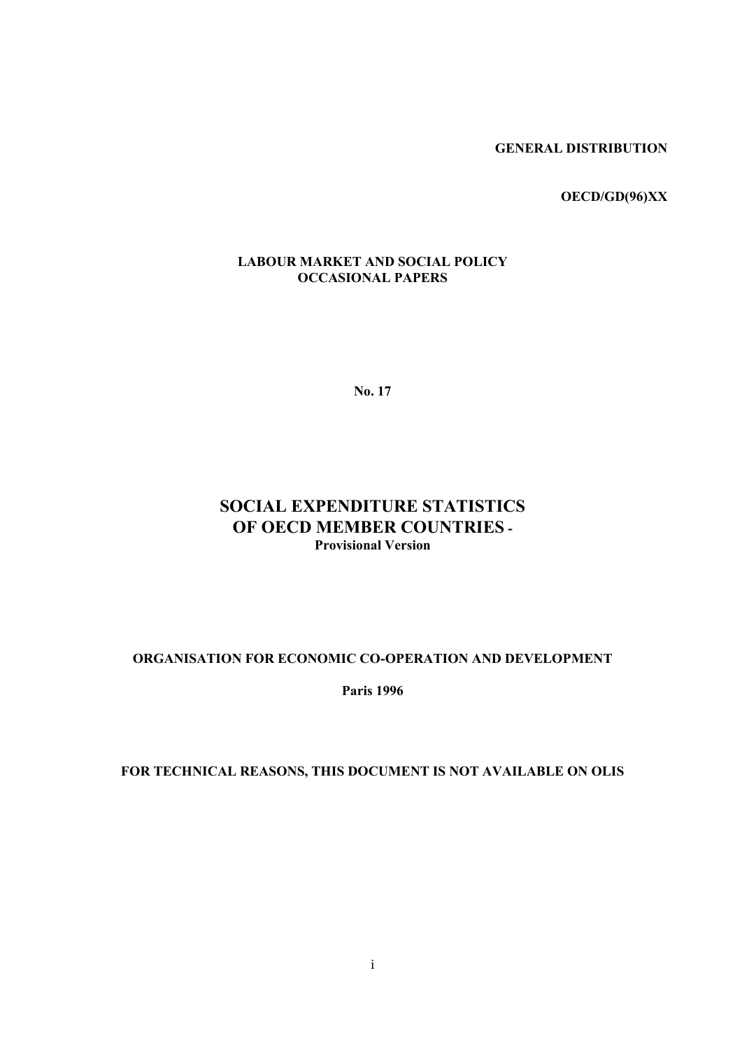**GENERAL DISTRIBUTION**

**OECD/GD(96)XX**

**LABOUR MARKET AND SOCIAL POLICY**
**OCCASIONAL PAPERS**

**No. 17**

# SOCIAL EXPENDITURE STATISTICS OF OECD MEMBER COUNTRIES -

**Provisional Version**

**ORGANISATION FOR ECONOMIC CO-OPERATION AND DEVELOPMENT**

**Paris 1996**

**FOR TECHNICAL REASONS, THIS DOCUMENT IS NOT AVAILABLE ON OLIS**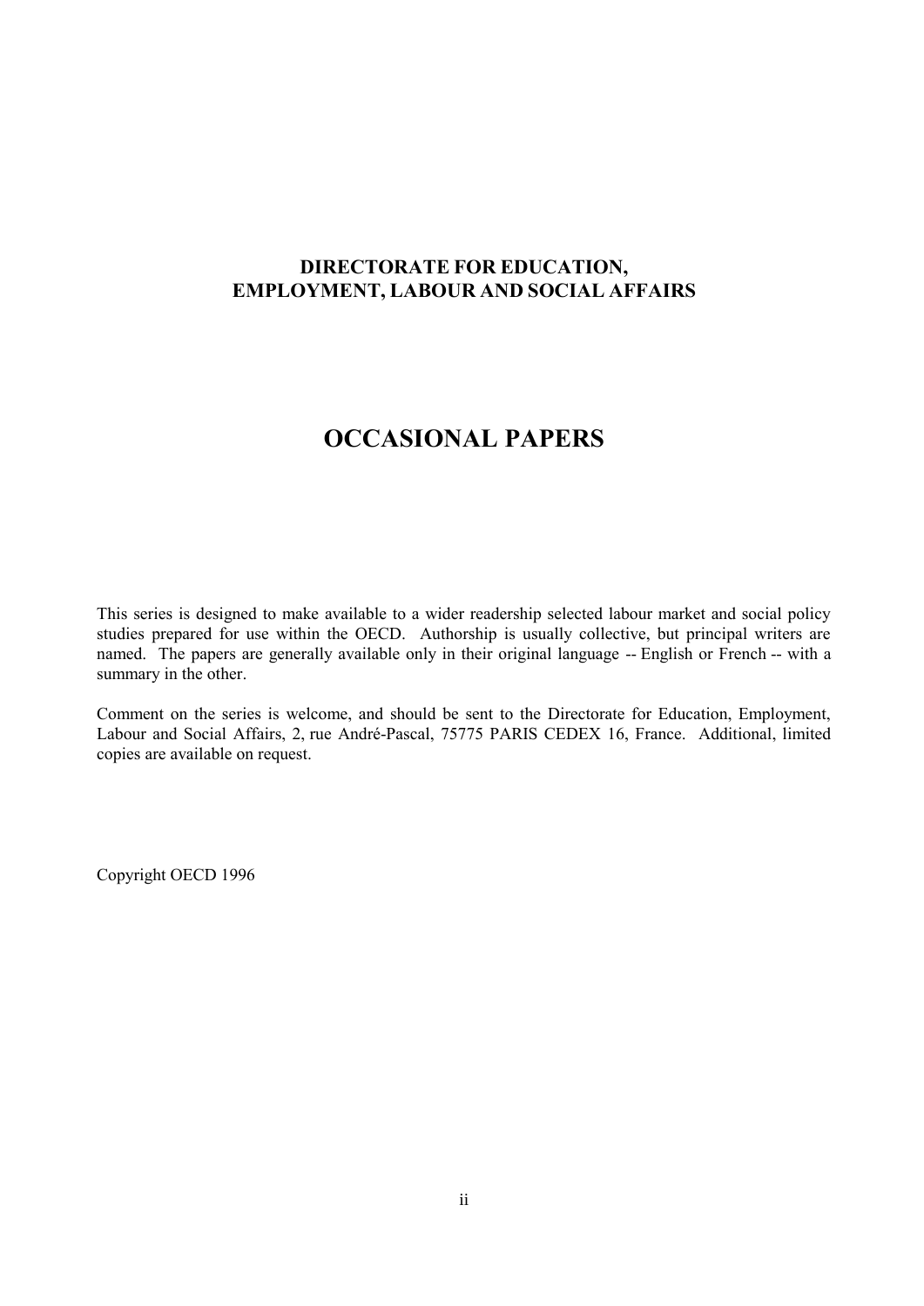**DIRECTORATE FOR EDUCATION,
EMPLOYMENT, LABOUR AND SOCIAL AFFAIRS**

# OCCASIONAL PAPERS

This series is designed to make available to a wider readership selected labour market and social policy studies prepared for use within the OECD. Authorship is usually collective, but principal writers are named. The papers are generally available only in their original language -- English or French -- with a summary in the other.

Comment on the series is welcome, and should be sent to the Directorate for Education, Employment, Labour and Social Affairs, 2, rue André-Pascal, 75775 PARIS CEDEX 16, France. Additional, limited copies are available on request.

Copyright OECD 1996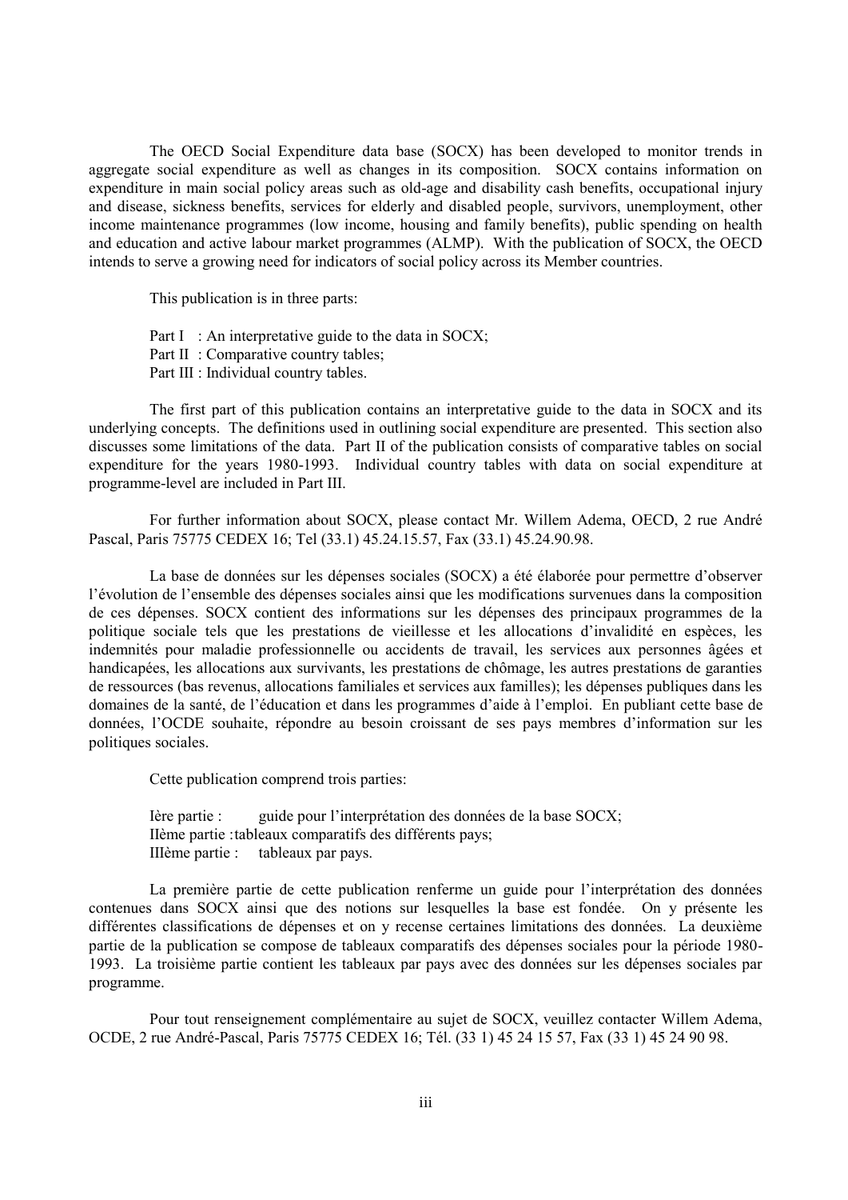The OECD Social Expenditure data base (SOCX) has been developed to monitor trends in aggregate social expenditure as well as changes in its composition. SOCX contains information on expenditure in main social policy areas such as old-age and disability cash benefits, occupational injury and disease, sickness benefits, services for elderly and disabled people, survivors, unemployment, other income maintenance programmes (low income, housing and family benefits), public spending on health and education and active labour market programmes (ALMP). With the publication of SOCX, the OECD intends to serve a growing need for indicators of social policy across its Member countries.

This publication is in three parts:

Part I : An interpretative guide to the data in SOCX;
Part II : Comparative country tables;
Part III : Individual country tables.

The first part of this publication contains an interpretative guide to the data in SOCX and its underlying concepts. The definitions used in outlining social expenditure are presented. This section also discusses some limitations of the data. Part II of the publication consists of comparative tables on social expenditure for the years 1980-1993. Individual country tables with data on social expenditure at programme-level are included in Part III.

For further information about SOCX, please contact Mr. Willem Adema, OECD, 2 rue André Pascal, Paris 75775 CEDEX 16; Tel (33.1) 45.24.15.57, Fax (33.1) 45.24.90.98.

La base de données sur les dépenses sociales (SOCX) a été élaborée pour permettre d'observer l'évolution de l'ensemble des dépenses sociales ainsi que les modifications survenues dans la composition de ces dépenses. SOCX contient des informations sur les dépenses des principaux programmes de la politique sociale tels que les prestations de vieillesse et les allocations d'invalidité en espèces, les indemnités pour maladie professionnelle ou accidents de travail, les services aux personnes âgées et handicapées, les allocations aux survivants, les prestations de chômage, les autres prestations de garanties de ressources (bas revenus, allocations familiales et services aux familles); les dépenses publiques dans les domaines de la santé, de l'éducation et dans les programmes d'aide à l'emploi. En publiant cette base de données, l'OCDE souhaite, répondre au besoin croissant de ses pays membres d'information sur les politiques sociales.

Cette publication comprend trois parties:

Ière partie : guide pour l'interprétation des données de la base SOCX;
IIème partie : tableaux comparatifs des différents pays;
IIIème partie : tableaux par pays.

La première partie de cette publication renferme un guide pour l'interprétation des données contenues dans SOCX ainsi que des notions sur lesquelles la base est fondée. On y présente les différentes classifications de dépenses et on y recense certaines limitations des données. La deuxième partie de la publication se compose de tableaux comparatifs des dépenses sociales pour la période 1980-1993. La troisième partie contient les tableaux par pays avec des données sur les dépenses sociales par programme.

Pour tout renseignement complémentaire au sujet de SOCX, veuillez contacter Willem Adema, OCDE, 2 rue André-Pascal, Paris 75775 CEDEX 16; Tél. (33 1) 45 24 15 57, Fax (33 1) 45 24 90 98.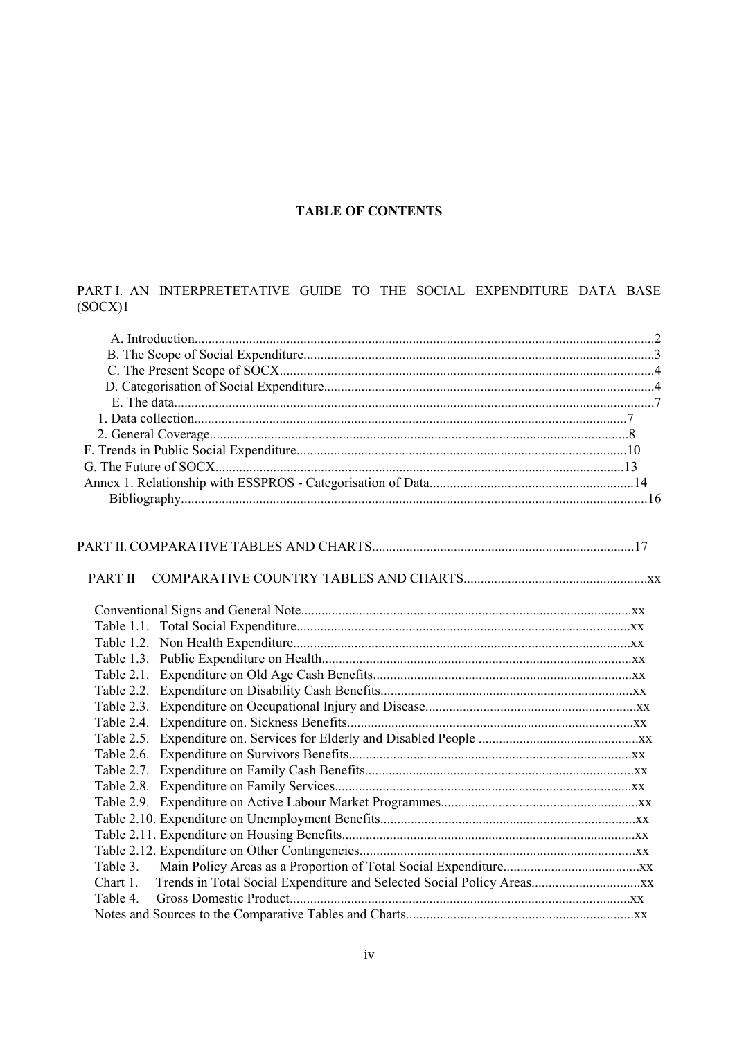**TABLE OF CONTENTS**

PART I. AN INTERPRETETATIVE GUIDE TO THE SOCIAL EXPENDITURE DATA BASE (SOCX)1

- A. Introduction........................................................................................................................2
- B. The Scope of Social Expenditure......................................................................................3
- C. The Present Scope of SOCX.............................................................................................4
- D. Categorisation of Social Expenditure................................................................................4
- E. The data............................................................................................................................7
- 1. Data collection..............................................................................................................7
- 2. General Coverage..........................................................................................................8
- F. Trends in Public Social Expenditure.................................................................................10
- G. The Future of SOCX.......................................................................................................13
- Annex 1. Relationship with ESSPROS - Categorisation of Data............................................14
- Bibliography........................................................................................................................16

PART II. COMPARATIVE TABLES AND CHARTS............................................................................17

PART II COMPARATIVE COUNTRY TABLES AND CHARTS......................................................xx

- Conventional Signs and General Note.................................................................................xx
- Table 1.1. Total Social Expenditure.....................................................................................xx
- Table 1.2. Non Health Expenditure.....................................................................................xx
- Table 1.3. Public Expenditure on Health.............................................................................xx
- Table 2.1. Expenditure on Old Age Cash Benefits...............................................................xx
- Table 2.2. Expenditure on Disability Cash Benefits.............................................................xx
- Table 2.3. Expenditure on Occupational Injury and Disease................................................xx
- Table 2.4. Expenditure on. Sickness Benefits......................................................................xx
- Table 2.5. Expenditure on. Services for Elderly and Disabled People .................................xx
- Table 2.6. Expenditure on Survivors Benefits......................................................................xx
- Table 2.7. Expenditure on Family Cash Benefits..................................................................xx
- Table 2.8. Expenditure on Family Services..........................................................................xx
- Table 2.9. Expenditure on Active Labour Market Programmes............................................xx
- Table 2.10. Expenditure on Unemployment Benefits............................................................xx
- Table 2.11. Expenditure on Housing Benefits......................................................................xx
- Table 2.12. Expenditure on Other Contingencies..................................................................xx
- Table 3. Main Policy Areas as a Proportion of Total Social Expenditure.............................xx
- Chart 1. Trends in Total Social Expenditure and Selected Social Policy Areas.....................xx
- Table 4. Gross Domestic Product.......................................................................................xx
- Notes and Sources to the Comparative Tables and Charts....................................................xx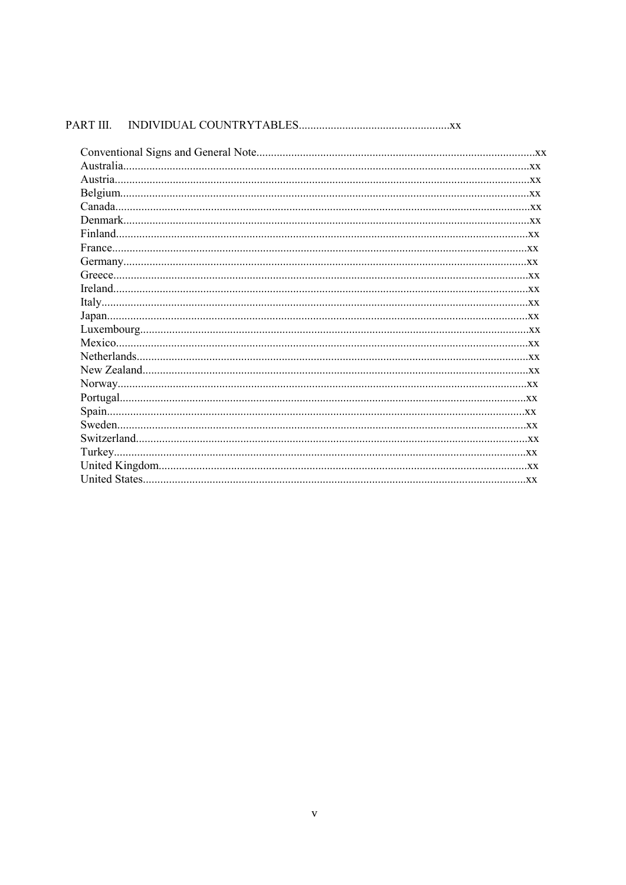PART III. INDIVIDUAL COUNTRYTABLES....................................................xx

Conventional Signs and General Note...............................................................................................xx
Australia..........................................................................................................................................xx
Austria.............................................................................................................................................xx
Belgium...........................................................................................................................................xx
Canada.............................................................................................................................................xx
Denmark..........................................................................................................................................xx
Finland............................................................................................................................................xx
France.............................................................................................................................................xx
Germany.........................................................................................................................................xx
Greece.............................................................................................................................................xx
Ireland.............................................................................................................................................xx
Italy.................................................................................................................................................xx
Japan...............................................................................................................................................xx
Luxembourg....................................................................................................................................xx
Mexico............................................................................................................................................xx
Netherlands.....................................................................................................................................xx
New Zealand...................................................................................................................................xx
Norway............................................................................................................................................xx
Portugal..........................................................................................................................................xx
Spain..............................................................................................................................................xx
Sweden...........................................................................................................................................xx
Switzerland.....................................................................................................................................xx
Turkey............................................................................................................................................xx
United Kingdom.............................................................................................................................xx
United States..................................................................................................................................xx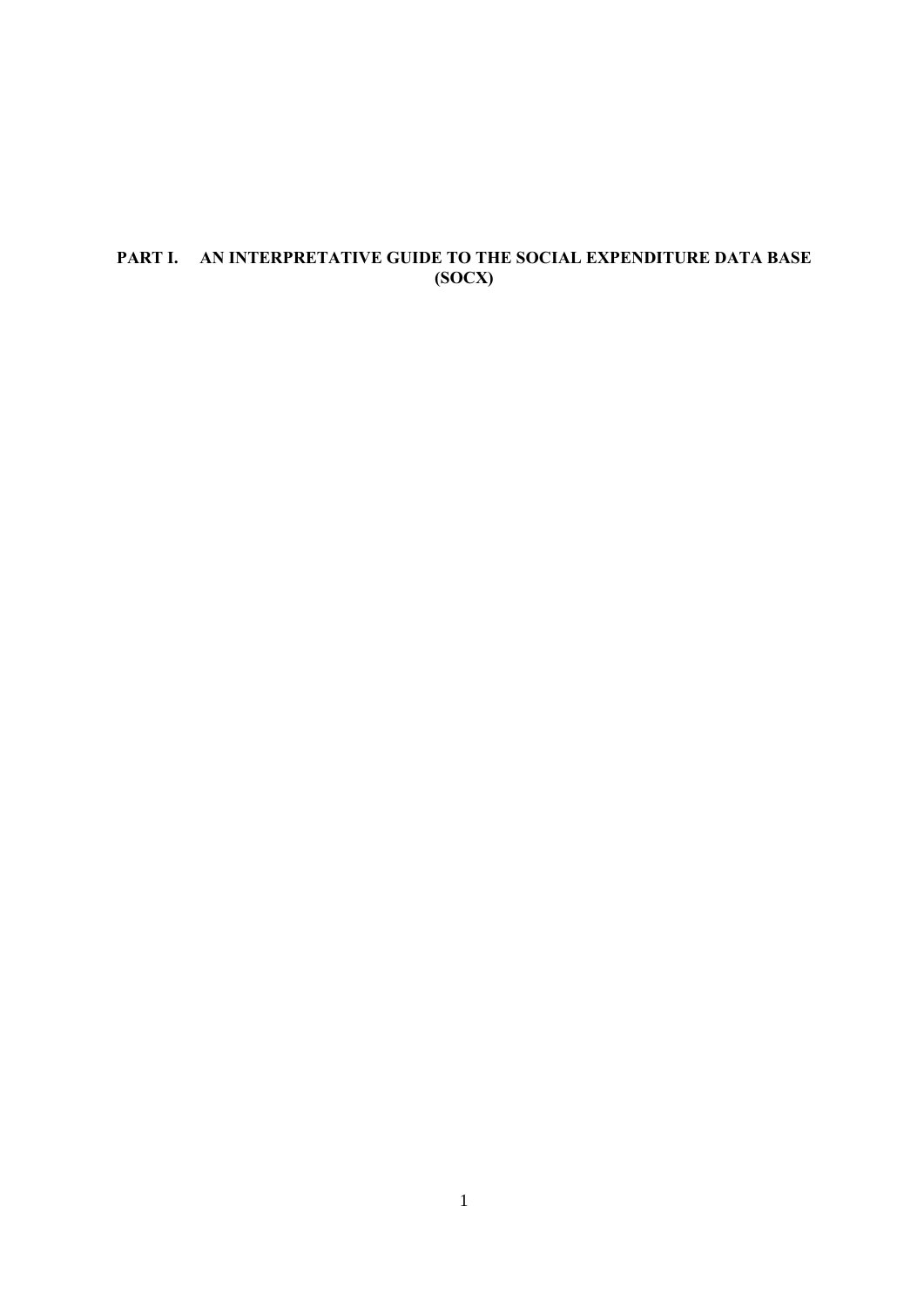# PART I. AN INTERPRETATIVE GUIDE TO THE SOCIAL EXPENDITURE DATA BASE (SOCX)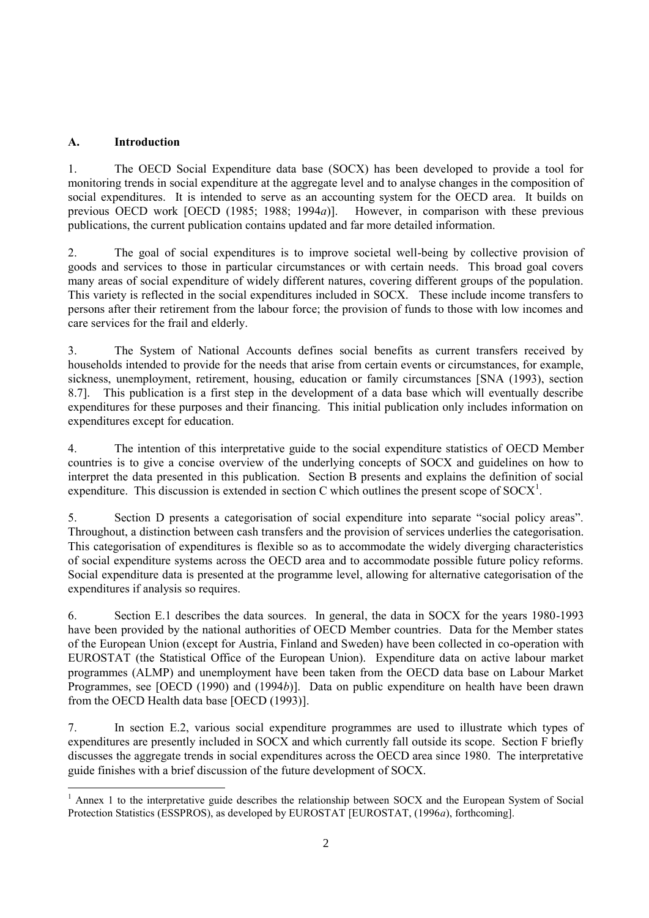## A. Introduction

1. The OECD Social Expenditure data base (SOCX) has been developed to provide a tool for monitoring trends in social expenditure at the aggregate level and to analyse changes in the composition of social expenditures. It is intended to serve as an accounting system for the OECD area. It builds on previous OECD work [OECD (1985; 1988; 1994*a*)]. However, in comparison with these previous publications, the current publication contains updated and far more detailed information.

2. The goal of social expenditures is to improve societal well-being by collective provision of goods and services to those in particular circumstances or with certain needs. This broad goal covers many areas of social expenditure of widely different natures, covering different groups of the population. This variety is reflected in the social expenditures included in SOCX. These include income transfers to persons after their retirement from the labour force; the provision of funds to those with low incomes and care services for the frail and elderly.

3. The System of National Accounts defines social benefits as current transfers received by households intended to provide for the needs that arise from certain events or circumstances, for example, sickness, unemployment, retirement, housing, education or family circumstances [SNA (1993), section 8.7]. This publication is a first step in the development of a data base which will eventually describe expenditures for these purposes and their financing. This initial publication only includes information on expenditures except for education.

4. The intention of this interpretative guide to the social expenditure statistics of OECD Member countries is to give a concise overview of the underlying concepts of SOCX and guidelines on how to interpret the data presented in this publication. Section B presents and explains the definition of social expenditure. This discussion is extended in section C which outlines the present scope of SOCX[1].

5. Section D presents a categorisation of social expenditure into separate "social policy areas". Throughout, a distinction between cash transfers and the provision of services underlies the categorisation. This categorisation of expenditures is flexible so as to accommodate the widely diverging characteristics of social expenditure systems across the OECD area and to accommodate possible future policy reforms. Social expenditure data is presented at the programme level, allowing for alternative categorisation of the expenditures if analysis so requires.

6. Section E.1 describes the data sources. In general, the data in SOCX for the years 1980-1993 have been provided by the national authorities of OECD Member countries. Data for the Member states of the European Union (except for Austria, Finland and Sweden) have been collected in co-operation with EUROSTAT (the Statistical Office of the European Union). Expenditure data on active labour market programmes (ALMP) and unemployment have been taken from the OECD data base on Labour Market Programmes, see [OECD (1990) and (1994*b*)]. Data on public expenditure on health have been drawn from the OECD Health data base [OECD (1993)].

7. In section E.2, various social expenditure programmes are used to illustrate which types of expenditures are presently included in SOCX and which currently fall outside its scope. Section F briefly discusses the aggregate trends in social expenditures across the OECD area since 1980. The interpretative guide finishes with a brief discussion of the future development of SOCX.

---

[1] Annex 1 to the interpretative guide describes the relationship between SOCX and the European System of Social Protection Statistics (ESSPROS), as developed by EUROSTAT [EUROSTAT, (1996*a*), forthcoming].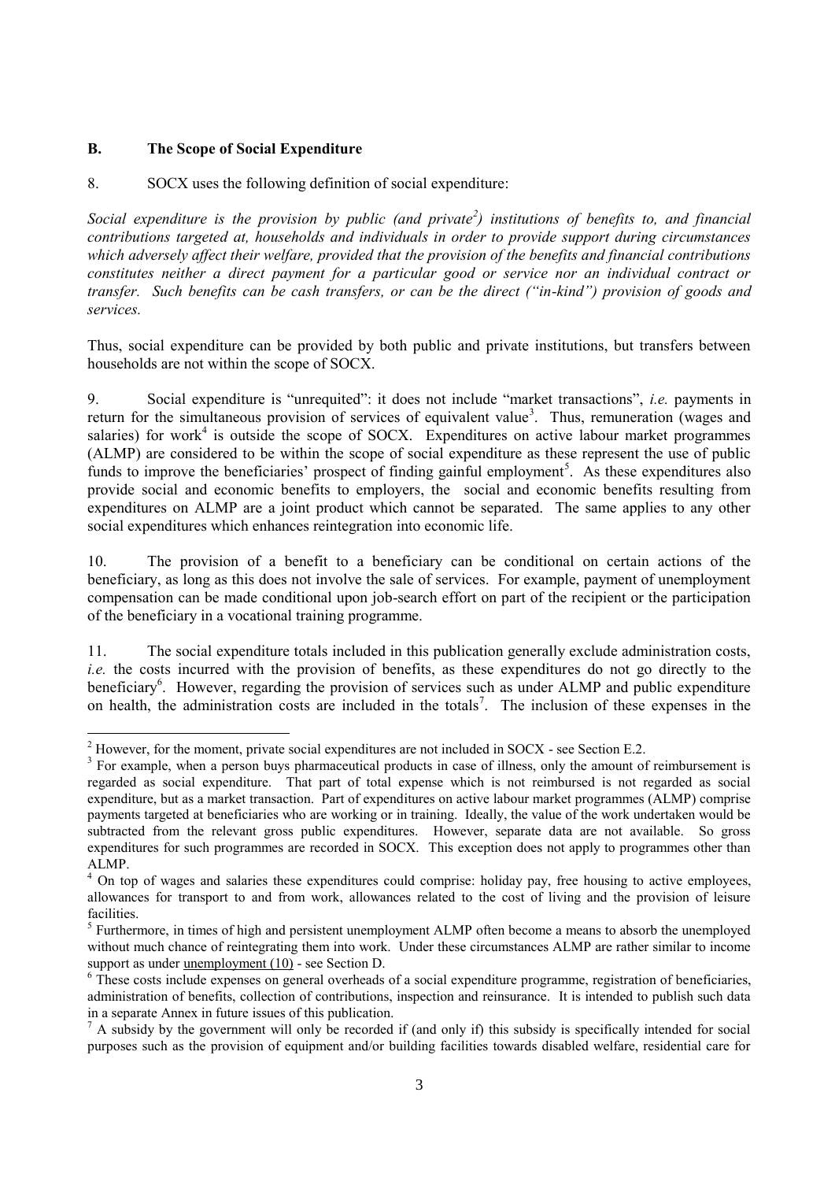## B. The Scope of Social Expenditure

8. SOCX uses the following definition of social expenditure:

*Social expenditure is the provision by public (and private[2]) institutions of benefits to, and financial contributions targeted at, households and individuals in order to provide support during circumstances which adversely affect their welfare, provided that the provision of the benefits and financial contributions constitutes neither a direct payment for a particular good or service nor an individual contract or transfer. Such benefits can be cash transfers, or can be the direct ("in-kind") provision of goods and services.*

Thus, social expenditure can be provided by both public and private institutions, but transfers between households are not within the scope of SOCX.

9. Social expenditure is "unrequited": it does not include "market transactions", *i.e.* payments in return for the simultaneous provision of services of equivalent value[3]. Thus, remuneration (wages and salaries) for work[4] is outside the scope of SOCX. Expenditures on active labour market programmes (ALMP) are considered to be within the scope of social expenditure as these represent the use of public funds to improve the beneficiaries' prospect of finding gainful employment[5]. As these expenditures also provide social and economic benefits to employers, the social and economic benefits resulting from expenditures on ALMP are a joint product which cannot be separated. The same applies to any other social expenditures which enhances reintegration into economic life.

10. The provision of a benefit to a beneficiary can be conditional on certain actions of the beneficiary, as long as this does not involve the sale of services. For example, payment of unemployment compensation can be made conditional upon job-search effort on part of the recipient or the participation of the beneficiary in a vocational training programme.

11. The social expenditure totals included in this publication generally exclude administration costs, *i.e.* the costs incurred with the provision of benefits, as these expenditures do not go directly to the beneficiary[6]. However, regarding the provision of services such as under ALMP and public expenditure on health, the administration costs are included in the totals[7]. The inclusion of these expenses in the

---

[2] However, for the moment, private social expenditures are not included in SOCX - see Section E.2.

[3] For example, when a person buys pharmaceutical products in case of illness, only the amount of reimbursement is regarded as social expenditure. That part of total expense which is not reimbursed is not regarded as social expenditure, but as a market transaction. Part of expenditures on active labour market programmes (ALMP) comprise payments targeted at beneficiaries who are working or in training. Ideally, the value of the work undertaken would be subtracted from the relevant gross public expenditures. However, separate data are not available. So gross expenditures for such programmes are recorded in SOCX. This exception does not apply to programmes other than ALMP.

[4] On top of wages and salaries these expenditures could comprise: holiday pay, free housing to active employees, allowances for transport to and from work, allowances related to the cost of living and the provision of leisure facilities.

[5] Furthermore, in times of high and persistent unemployment ALMP often become a means to absorb the unemployed without much chance of reintegrating them into work. Under these circumstances ALMP are rather similar to income support as under unemployment (10) - see Section D.

[6] These costs include expenses on general overheads of a social expenditure programme, registration of beneficiaries, administration of benefits, collection of contributions, inspection and reinsurance. It is intended to publish such data in a separate Annex in future issues of this publication.

[7] A subsidy by the government will only be recorded if (and only if) this subsidy is specifically intended for social purposes such as the provision of equipment and/or building facilities towards disabled welfare, residential care for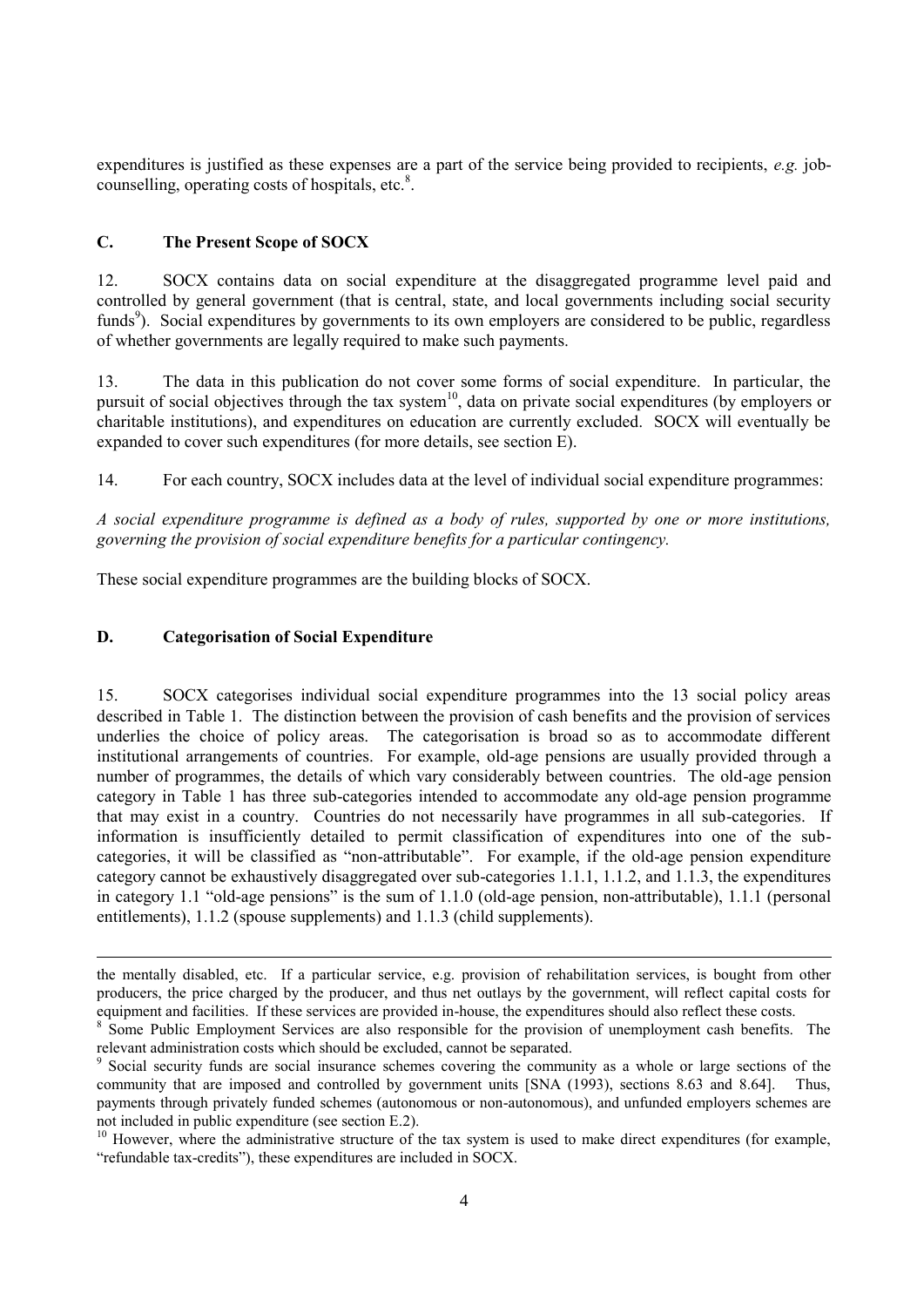expenditures is justified as these expenses are a part of the service being provided to recipients, *e.g.* job-counselling, operating costs of hospitals, etc.[8].

## C. The Present Scope of SOCX

12. SOCX contains data on social expenditure at the disaggregated programme level paid and controlled by general government (that is central, state, and local governments including social security funds[9]). Social expenditures by governments to its own employers are considered to be public, regardless of whether governments are legally required to make such payments.

13. The data in this publication do not cover some forms of social expenditure. In particular, the pursuit of social objectives through the tax system[10], data on private social expenditures (by employers or charitable institutions), and expenditures on education are currently excluded. SOCX will eventually be expanded to cover such expenditures (for more details, see section E).

14. For each country, SOCX includes data at the level of individual social expenditure programmes:

*A social expenditure programme is defined as a body of rules, supported by one or more institutions, governing the provision of social expenditure benefits for a particular contingency.*

These social expenditure programmes are the building blocks of SOCX.

## D. Categorisation of Social Expenditure

15. SOCX categorises individual social expenditure programmes into the 13 social policy areas described in Table 1. The distinction between the provision of cash benefits and the provision of services underlies the choice of policy areas. The categorisation is broad so as to accommodate different institutional arrangements of countries. For example, old-age pensions are usually provided through a number of programmes, the details of which vary considerably between countries. The old-age pension category in Table 1 has three sub-categories intended to accommodate any old-age pension programme that may exist in a country. Countries do not necessarily have programmes in all sub-categories. If information is insufficiently detailed to permit classification of expenditures into one of the sub-categories, it will be classified as "non-attributable". For example, if the old-age pension expenditure category cannot be exhaustively disaggregated over sub-categories 1.1.1, 1.1.2, and 1.1.3, the expenditures in category 1.1 "old-age pensions" is the sum of 1.1.0 (old-age pension, non-attributable), 1.1.1 (personal entitlements), 1.1.2 (spouse supplements) and 1.1.3 (child supplements).

---

the mentally disabled, etc. If a particular service, e.g. provision of rehabilitation services, is bought from other producers, the price charged by the producer, and thus net outlays by the government, will reflect capital costs for equipment and facilities. If these services are provided in-house, the expenditures should also reflect these costs.

[8] Some Public Employment Services are also responsible for the provision of unemployment cash benefits. The relevant administration costs which should be excluded, cannot be separated.

[9] Social security funds are social insurance schemes covering the community as a whole or large sections of the community that are imposed and controlled by government units [SNA (1993), sections 8.63 and 8.64]. Thus, payments through privately funded schemes (autonomous or non-autonomous), and unfunded employers schemes are not included in public expenditure (see section E.2).

[10] However, where the administrative structure of the tax system is used to make direct expenditures (for example, "refundable tax-credits"), these expenditures are included in SOCX.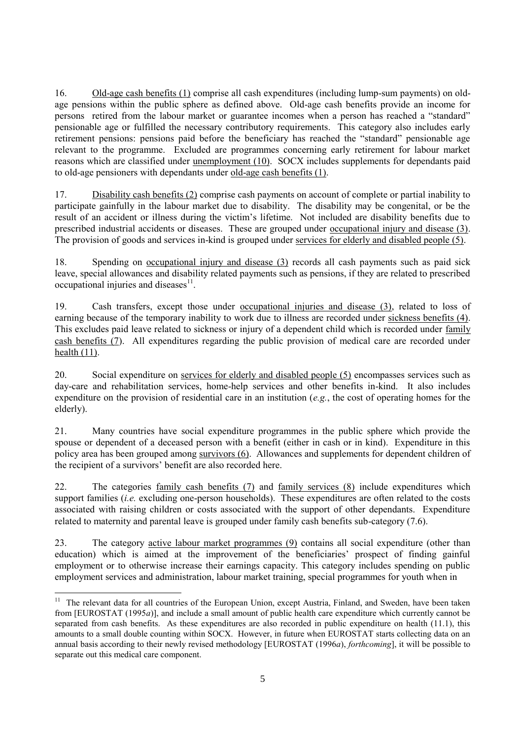16. Old-age cash benefits (1) comprise all cash expenditures (including lump-sum payments) on old-age pensions within the public sphere as defined above. Old-age cash benefits provide an income for persons retired from the labour market or guarantee incomes when a person has reached a "standard" pensionable age or fulfilled the necessary contributory requirements. This category also includes early retirement pensions: pensions paid before the beneficiary has reached the "standard" pensionable age relevant to the programme. Excluded are programmes concerning early retirement for labour market reasons which are classified under unemployment (10). SOCX includes supplements for dependants paid to old-age pensioners with dependants under old-age cash benefits (1).

17. Disability cash benefits (2) comprise cash payments on account of complete or partial inability to participate gainfully in the labour market due to disability. The disability may be congenital, or be the result of an accident or illness during the victim's lifetime. Not included are disability benefits due to prescribed industrial accidents or diseases. These are grouped under occupational injury and disease (3). The provision of goods and services in-kind is grouped under services for elderly and disabled people (5).

18. Spending on occupational injury and disease (3) records all cash payments such as paid sick leave, special allowances and disability related payments such as pensions, if they are related to prescribed occupational injuries and diseases[11].

19. Cash transfers, except those under occupational injuries and disease (3), related to loss of earning because of the temporary inability to work due to illness are recorded under sickness benefits (4). This excludes paid leave related to sickness or injury of a dependent child which is recorded under family cash benefits (7). All expenditures regarding the public provision of medical care are recorded under health (11).

20. Social expenditure on services for elderly and disabled people (5) encompasses services such as day-care and rehabilitation services, home-help services and other benefits in-kind. It also includes expenditure on the provision of residential care in an institution (*e.g.*, the cost of operating homes for the elderly).

21. Many countries have social expenditure programmes in the public sphere which provide the spouse or dependent of a deceased person with a benefit (either in cash or in kind). Expenditure in this policy area has been grouped among survivors (6). Allowances and supplements for dependent children of the recipient of a survivors' benefit are also recorded here.

22. The categories family cash benefits (7) and family services (8) include expenditures which support families (*i.e.* excluding one-person households). These expenditures are often related to the costs associated with raising children or costs associated with the support of other dependants. Expenditure related to maternity and parental leave is grouped under family cash benefits sub-category (7.6).

23. The category active labour market programmes (9) contains all social expenditure (other than education) which is aimed at the improvement of the beneficiaries' prospect of finding gainful employment or to otherwise increase their earnings capacity. This category includes spending on public employment services and administration, labour market training, special programmes for youth when in

---

[11] The relevant data for all countries of the European Union, except Austria, Finland, and Sweden, have been taken from [EUROSTAT (1995*a*)], and include a small amount of public health care expenditure which currently cannot be separated from cash benefits. As these expenditures are also recorded in public expenditure on health (11.1), this amounts to a small double counting within SOCX. However, in future when EUROSTAT starts collecting data on an annual basis according to their newly revised methodology [EUROSTAT (1996*a*), *forthcoming*], it will be possible to separate out this medical care component.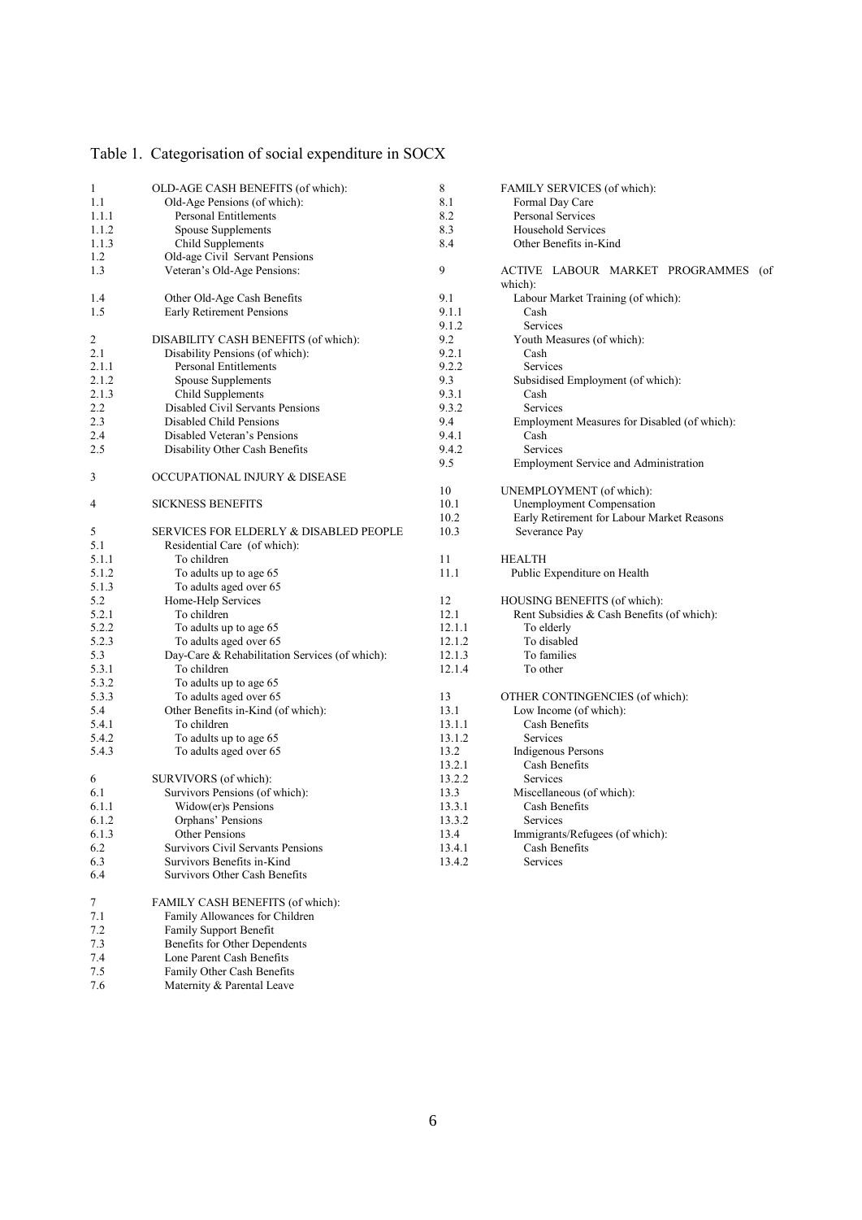Table 1. Categorisation of social expenditure in SOCX

| Code | Category |
|---|---|
| 1 | OLD-AGE CASH BENEFITS (of which): |
| 1.1 | Old-Age Pensions (of which): |
| 1.1.1 | Personal Entitlements |
| 1.1.2 | Spouse Supplements |
| 1.1.3 | Child Supplements |
| 1.2 | Old-age Civil Servant Pensions |
| 1.3 | Veteran's Old-Age Pensions: |
| 1.4 | Other Old-Age Cash Benefits |
| 1.5 | Early Retirement Pensions |
| 2 | DISABILITY CASH BENEFITS (of which): |
| 2.1 | Disability Pensions (of which): |
| 2.1.1 | Personal Entitlements |
| 2.1.2 | Spouse Supplements |
| 2.1.3 | Child Supplements |
| 2.2 | Disabled Civil Servants Pensions |
| 2.3 | Disabled Child Pensions |
| 2.4 | Disabled Veteran's Pensions |
| 2.5 | Disability Other Cash Benefits |
| 3 | OCCUPATIONAL INJURY & DISEASE |
| 4 | SICKNESS BENEFITS |
| 5 | SERVICES FOR ELDERLY & DISABLED PEOPLE |
| 5.1 | Residential Care (of which): |
| 5.1.1 | To children |
| 5.1.2 | To adults up to age 65 |
| 5.1.3 | To adults aged over 65 |
| 5.2 | Home-Help Services |
| 5.2.1 | To children |
| 5.2.2 | To adults up to age 65 |
| 5.2.3 | To adults aged over 65 |
| 5.3 | Day-Care & Rehabilitation Services (of which): |
| 5.3.1 | To children |
| 5.3.2 | To adults up to age 65 |
| 5.3.3 | To adults aged over 65 |
| 5.4 | Other Benefits in-Kind (of which): |
| 5.4.1 | To children |
| 5.4.2 | To adults up to age 65 |
| 5.4.3 | To adults aged over 65 |
| 6 | SURVIVORS (of which): |
| 6.1 | Survivors Pensions (of which): |
| 6.1.1 | Widow(er)s Pensions |
| 6.1.2 | Orphans' Pensions |
| 6.1.3 | Other Pensions |
| 6.2 | Survivors Civil Servants Pensions |
| 6.3 | Survivors Benefits in-Kind |
| 6.4 | Survivors Other Cash Benefits |
| 7 | FAMILY CASH BENEFITS (of which): |
| 7.1 | Family Allowances for Children |
| 7.2 | Family Support Benefit |
| 7.3 | Benefits for Other Dependents |
| 7.4 | Lone Parent Cash Benefits |
| 7.5 | Family Other Cash Benefits |
| 7.6 | Maternity & Parental Leave |
| 8 | FAMILY SERVICES (of which): |
| 8.1 | Formal Day Care |
| 8.2 | Personal Services |
| 8.3 | Household Services |
| 8.4 | Other Benefits in-Kind |
| 9 | ACTIVE LABOUR MARKET PROGRAMMES (of which): |
| 9.1 | Labour Market Training (of which): |
| 9.1.1 | Cash |
| 9.1.2 | Services |
| 9.2 | Youth Measures (of which): |
| 9.2.1 | Cash |
| 9.2.2 | Services |
| 9.3 | Subsidised Employment (of which): |
| 9.3.1 | Cash |
| 9.3.2 | Services |
| 9.4 | Employment Measures for Disabled (of which): |
| 9.4.1 | Cash |
| 9.4.2 | Services |
| 9.5 | Employment Service and Administration |
| 10 | UNEMPLOYMENT (of which): |
| 10.1 | Unemployment Compensation |
| 10.2 | Early Retirement for Labour Market Reasons |
| 10.3 | Severance Pay |
| 11 | HEALTH |
| 11.1 | Public Expenditure on Health |
| 12 | HOUSING BENEFITS (of which): |
| 12.1 | Rent Subsidies & Cash Benefits (of which): |
| 12.1.1 | To elderly |
| 12.1.2 | To disabled |
| 12.1.3 | To families |
| 12.1.4 | To other |
| 13 | OTHER CONTINGENCIES (of which): |
| 13.1 | Low Income (of which): |
| 13.1.1 | Cash Benefits |
| 13.1.2 | Services |
| 13.2 | Indigenous Persons |
| 13.2.1 | Cash Benefits |
| 13.2.2 | Services |
| 13.3 | Miscellaneous (of which): |
| 13.3.1 | Cash Benefits |
| 13.3.2 | Services |
| 13.4 | Immigrants/Refugees (of which): |
| 13.4.1 | Cash Benefits |
| 13.4.2 | Services |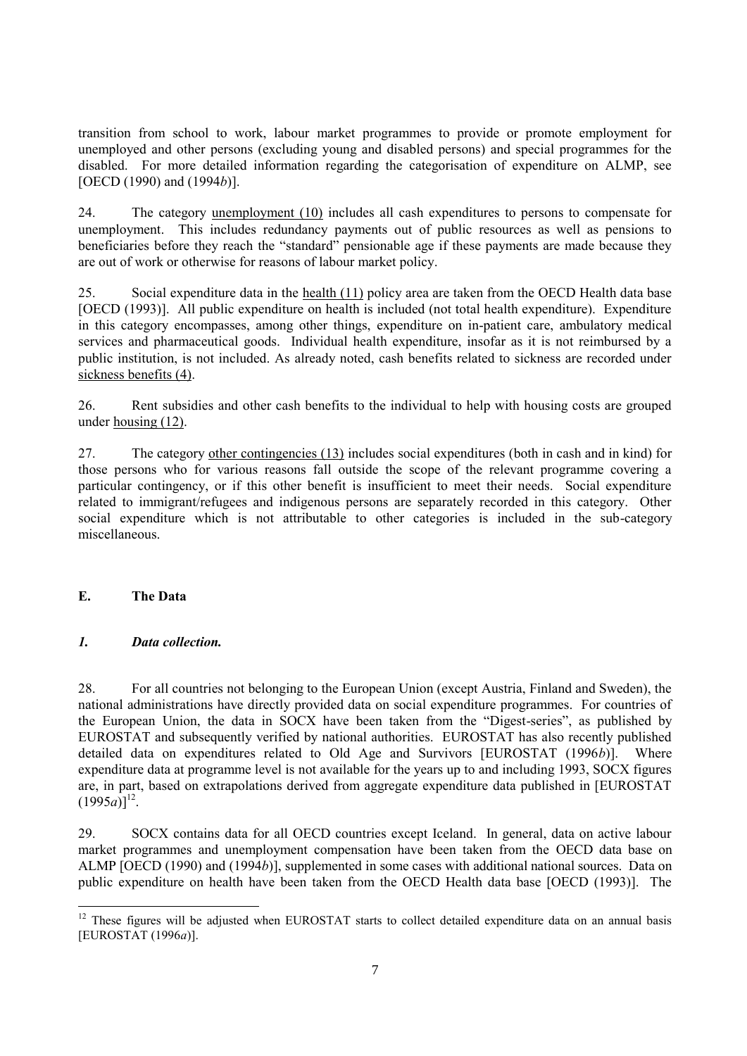transition from school to work, labour market programmes to provide or promote employment for unemployed and other persons (excluding young and disabled persons) and special programmes for the disabled. For more detailed information regarding the categorisation of expenditure on ALMP, see [OECD (1990) and (1994*b*)].

24. The category unemployment (10) includes all cash expenditures to persons to compensate for unemployment. This includes redundancy payments out of public resources as well as pensions to beneficiaries before they reach the "standard" pensionable age if these payments are made because they are out of work or otherwise for reasons of labour market policy.

25. Social expenditure data in the health (11) policy area are taken from the OECD Health data base [OECD (1993)]. All public expenditure on health is included (not total health expenditure). Expenditure in this category encompasses, among other things, expenditure on in-patient care, ambulatory medical services and pharmaceutical goods. Individual health expenditure, insofar as it is not reimbursed by a public institution, is not included. As already noted, cash benefits related to sickness are recorded under sickness benefits (4).

26. Rent subsidies and other cash benefits to the individual to help with housing costs are grouped under housing (12).

27. The category other contingencies (13) includes social expenditures (both in cash and in kind) for those persons who for various reasons fall outside the scope of the relevant programme covering a particular contingency, or if this other benefit is insufficient to meet their needs. Social expenditure related to immigrant/refugees and indigenous persons are separately recorded in this category. Other social expenditure which is not attributable to other categories is included in the sub-category miscellaneous.

## E. The Data

### *1. Data collection.*

28. For all countries not belonging to the European Union (except Austria, Finland and Sweden), the national administrations have directly provided data on social expenditure programmes. For countries of the European Union, the data in SOCX have been taken from the "Digest-series", as published by EUROSTAT and subsequently verified by national authorities. EUROSTAT has also recently published detailed data on expenditures related to Old Age and Survivors [EUROSTAT (1996*b*)]. Where expenditure data at programme level is not available for the years up to and including 1993, SOCX figures are, in part, based on extrapolations derived from aggregate expenditure data published in [EUROSTAT (1995*a*)][12].

29. SOCX contains data for all OECD countries except Iceland. In general, data on active labour market programmes and unemployment compensation have been taken from the OECD data base on ALMP [OECD (1990) and (1994*b*)], supplemented in some cases with additional national sources. Data on public expenditure on health have been taken from the OECD Health data base [OECD (1993)]. The

[12] These figures will be adjusted when EUROSTAT starts to collect detailed expenditure data on an annual basis [EUROSTAT (1996*a*)].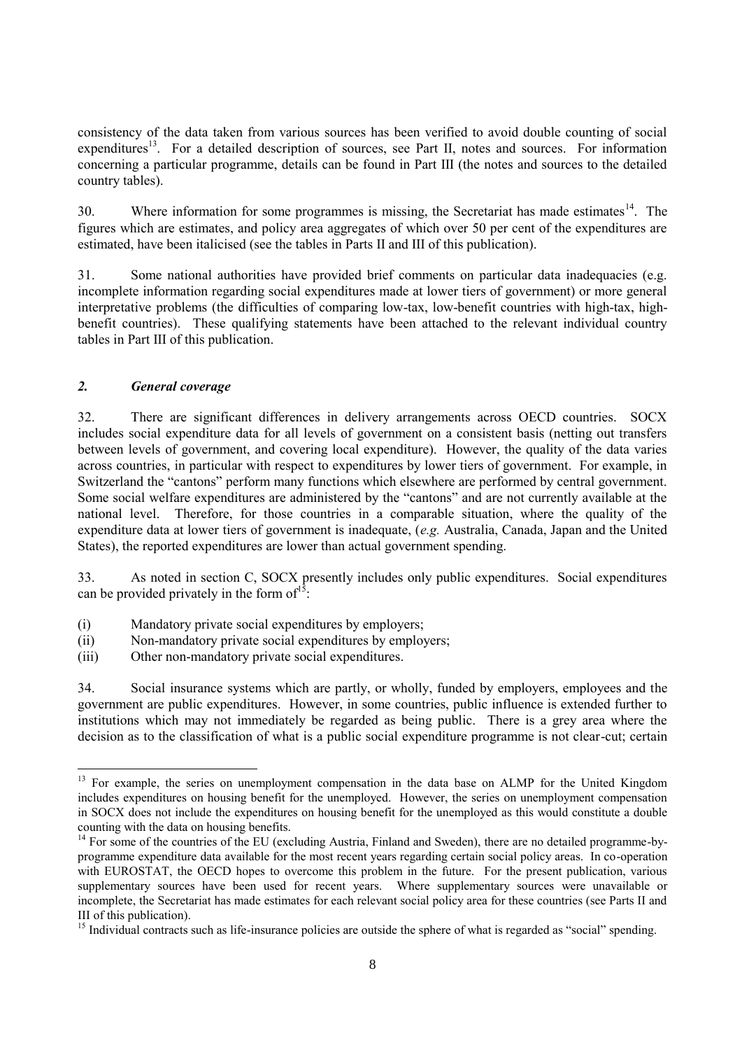consistency of the data taken from various sources has been verified to avoid double counting of social expenditures[13]. For a detailed description of sources, see Part II, notes and sources. For information concerning a particular programme, details can be found in Part III (the notes and sources to the detailed country tables).

30. Where information for some programmes is missing, the Secretariat has made estimates[14]. The figures which are estimates, and policy area aggregates of which over 50 per cent of the expenditures are estimated, have been italicised (see the tables in Parts II and III of this publication).

31. Some national authorities have provided brief comments on particular data inadequacies (e.g. incomplete information regarding social expenditures made at lower tiers of government) or more general interpretative problems (the difficulties of comparing low-tax, low-benefit countries with high-tax, high-benefit countries). These qualifying statements have been attached to the relevant individual country tables in Part III of this publication.

### *2. General coverage*

32. There are significant differences in delivery arrangements across OECD countries. SOCX includes social expenditure data for all levels of government on a consistent basis (netting out transfers between levels of government, and covering local expenditure). However, the quality of the data varies across countries, in particular with respect to expenditures by lower tiers of government. For example, in Switzerland the "cantons" perform many functions which elsewhere are performed by central government. Some social welfare expenditures are administered by the "cantons" and are not currently available at the national level. Therefore, for those countries in a comparable situation, where the quality of the expenditure data at lower tiers of government is inadequate, (*e.g.* Australia, Canada, Japan and the United States), the reported expenditures are lower than actual government spending.

33. As noted in section C, SOCX presently includes only public expenditures. Social expenditures can be provided privately in the form of[15]:

(i) Mandatory private social expenditures by employers;
(ii) Non-mandatory private social expenditures by employers;
(iii) Other non-mandatory private social expenditures.

34. Social insurance systems which are partly, or wholly, funded by employers, employees and the government are public expenditures. However, in some countries, public influence is extended further to institutions which may not immediately be regarded as being public. There is a grey area where the decision as to the classification of what is a public social expenditure programme is not clear-cut; certain

---

[13] For example, the series on unemployment compensation in the data base on ALMP for the United Kingdom includes expenditures on housing benefit for the unemployed. However, the series on unemployment compensation in SOCX does not include the expenditures on housing benefit for the unemployed as this would constitute a double counting with the data on housing benefits.

[14] For some of the countries of the EU (excluding Austria, Finland and Sweden), there are no detailed programme-by-programme expenditure data available for the most recent years regarding certain social policy areas. In co-operation with EUROSTAT, the OECD hopes to overcome this problem in the future. For the present publication, various supplementary sources have been used for recent years. Where supplementary sources were unavailable or incomplete, the Secretariat has made estimates for each relevant social policy area for these countries (see Parts II and III of this publication).

[15] Individual contracts such as life-insurance policies are outside the sphere of what is regarded as "social" spending.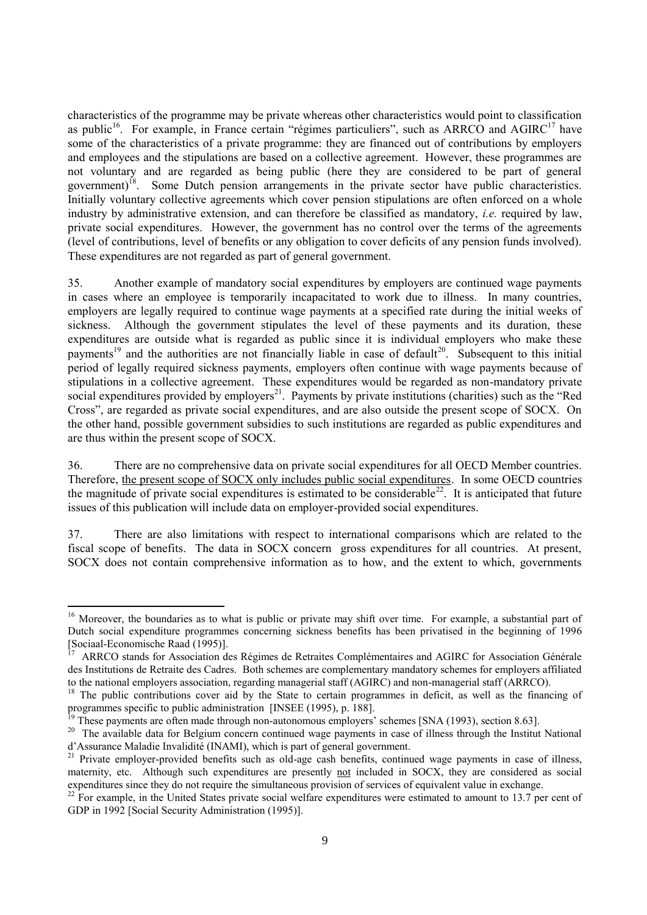characteristics of the programme may be private whereas other characteristics would point to classification as public[16]. For example, in France certain "régimes particuliers", such as ARRCO and AGIRC[17] have some of the characteristics of a private programme: they are financed out of contributions by employers and employees and the stipulations are based on a collective agreement. However, these programmes are not voluntary and are regarded as being public (here they are considered to be part of general government)[18]. Some Dutch pension arrangements in the private sector have public characteristics. Initially voluntary collective agreements which cover pension stipulations are often enforced on a whole industry by administrative extension, and can therefore be classified as mandatory, *i.e.* required by law, private social expenditures. However, the government has no control over the terms of the agreements (level of contributions, level of benefits or any obligation to cover deficits of any pension funds involved). These expenditures are not regarded as part of general government.

35. Another example of mandatory social expenditures by employers are continued wage payments in cases where an employee is temporarily incapacitated to work due to illness. In many countries, employers are legally required to continue wage payments at a specified rate during the initial weeks of sickness. Although the government stipulates the level of these payments and its duration, these expenditures are outside what is regarded as public since it is individual employers who make these payments[19] and the authorities are not financially liable in case of default[20]. Subsequent to this initial period of legally required sickness payments, employers often continue with wage payments because of stipulations in a collective agreement. These expenditures would be regarded as non-mandatory private social expenditures provided by employers[21]. Payments by private institutions (charities) such as the "Red Cross", are regarded as private social expenditures, and are also outside the present scope of SOCX. On the other hand, possible government subsidies to such institutions are regarded as public expenditures and are thus within the present scope of SOCX.

36. There are no comprehensive data on private social expenditures for all OECD Member countries. Therefore, <u>the present scope of SOCX only includes public social expenditures</u>. In some OECD countries the magnitude of private social expenditures is estimated to be considerable[22]. It is anticipated that future issues of this publication will include data on employer-provided social expenditures.

37. There are also limitations with respect to international comparisons which are related to the fiscal scope of benefits. The data in SOCX concern gross expenditures for all countries. At present, SOCX does not contain comprehensive information as to how, and the extent to which, governments

---

[16] Moreover, the boundaries as to what is public or private may shift over time. For example, a substantial part of Dutch social expenditure programmes concerning sickness benefits has been privatised in the beginning of 1996 [Sociaal-Economische Raad (1995)].

[17] ARRCO stands for Association des Régimes de Retraites Complémentaires and AGIRC for Association Générale des Institutions de Retraite des Cadres. Both schemes are complementary mandatory schemes for employers affiliated to the national employers association, regarding managerial staff (AGIRC) and non-managerial staff (ARRCO).

[18] The public contributions cover aid by the State to certain programmes in deficit, as well as the financing of programmes specific to public administration [INSEE (1995), p. 188].

[19] These payments are often made through non-autonomous employers' schemes [SNA (1993), section 8.63].

[20] The available data for Belgium concern continued wage payments in case of illness through the Institut National d'Assurance Maladie Invalidité (INAMI), which is part of general government.

[21] Private employer-provided benefits such as old-age cash benefits, continued wage payments in case of illness, maternity, etc. Although such expenditures are presently <u>not</u> included in SOCX, they are considered as social expenditures since they do not require the simultaneous provision of services of equivalent value in exchange.

[22] For example, in the United States private social welfare expenditures were estimated to amount to 13.7 per cent of GDP in 1992 [Social Security Administration (1995)].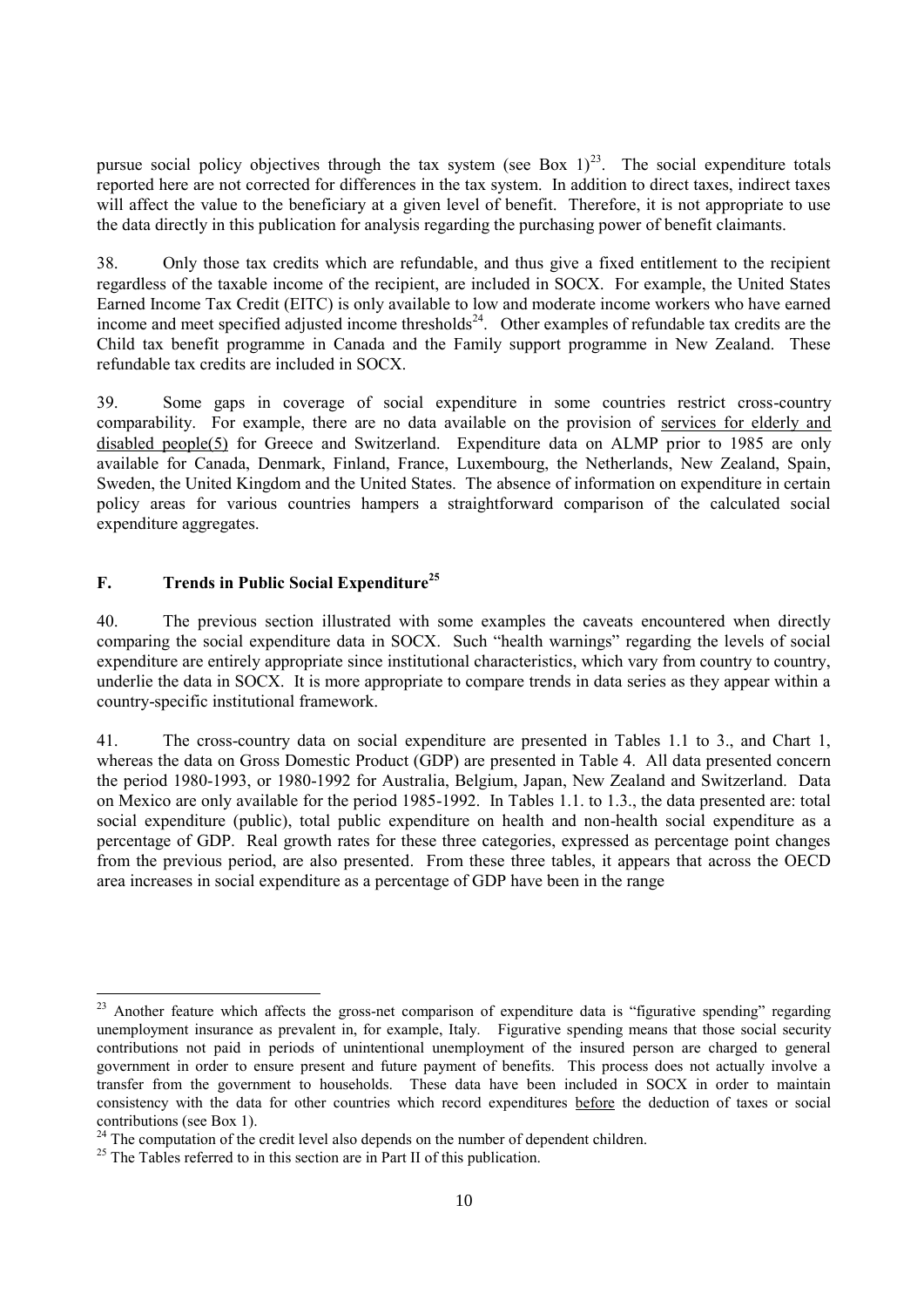pursue social policy objectives through the tax system (see Box 1)[23]. The social expenditure totals reported here are not corrected for differences in the tax system. In addition to direct taxes, indirect taxes will affect the value to the beneficiary at a given level of benefit. Therefore, it is not appropriate to use the data directly in this publication for analysis regarding the purchasing power of benefit claimants.

38. Only those tax credits which are refundable, and thus give a fixed entitlement to the recipient regardless of the taxable income of the recipient, are included in SOCX. For example, the United States Earned Income Tax Credit (EITC) is only available to low and moderate income workers who have earned income and meet specified adjusted income thresholds[24]. Other examples of refundable tax credits are the Child tax benefit programme in Canada and the Family support programme in New Zealand. These refundable tax credits are included in SOCX.

39. Some gaps in coverage of social expenditure in some countries restrict cross-country comparability. For example, there are no data available on the provision of services for elderly and disabled people(5) for Greece and Switzerland. Expenditure data on ALMP prior to 1985 are only available for Canada, Denmark, Finland, France, Luxembourg, the Netherlands, New Zealand, Spain, Sweden, the United Kingdom and the United States. The absence of information on expenditure in certain policy areas for various countries hampers a straightforward comparison of the calculated social expenditure aggregates.

## F. Trends in Public Social Expenditure[25]

40. The previous section illustrated with some examples the caveats encountered when directly comparing the social expenditure data in SOCX. Such "health warnings" regarding the levels of social expenditure are entirely appropriate since institutional characteristics, which vary from country to country, underlie the data in SOCX. It is more appropriate to compare trends in data series as they appear within a country-specific institutional framework.

41. The cross-country data on social expenditure are presented in Tables 1.1 to 3., and Chart 1, whereas the data on Gross Domestic Product (GDP) are presented in Table 4. All data presented concern the period 1980-1993, or 1980-1992 for Australia, Belgium, Japan, New Zealand and Switzerland. Data on Mexico are only available for the period 1985-1992. In Tables 1.1. to 1.3., the data presented are: total social expenditure (public), total public expenditure on health and non-health social expenditure as a percentage of GDP. Real growth rates for these three categories, expressed as percentage point changes from the previous period, are also presented. From these three tables, it appears that across the OECD area increases in social expenditure as a percentage of GDP have been in the range

---

[23] Another feature which affects the gross-net comparison of expenditure data is "figurative spending" regarding unemployment insurance as prevalent in, for example, Italy. Figurative spending means that those social security contributions not paid in periods of unintentional unemployment of the insured person are charged to general government in order to ensure present and future payment of benefits. This process does not actually involve a transfer from the government to households. These data have been included in SOCX in order to maintain consistency with the data for other countries which record expenditures before the deduction of taxes or social contributions (see Box 1).

[24] The computation of the credit level also depends on the number of dependent children.

[25] The Tables referred to in this section are in Part II of this publication.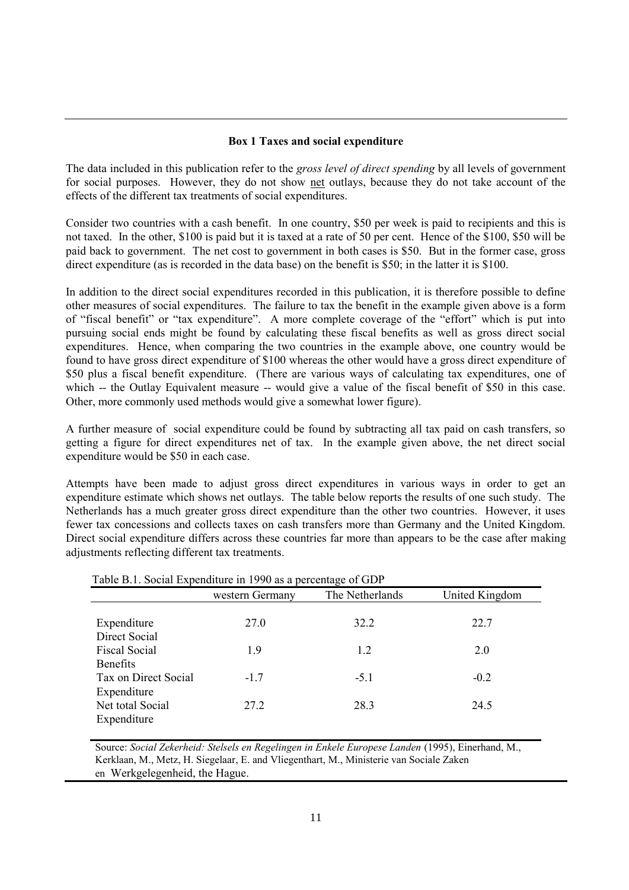### Box 1 Taxes and social expenditure

The data included in this publication refer to the *gross level of direct spending* by all levels of government for social purposes. However, they do not show net outlays, because they do not take account of the effects of the different tax treatments of social expenditures.

Consider two countries with a cash benefit. In one country, $50 per week is paid to recipients and this is not taxed. In the other, $100 is paid but it is taxed at a rate of 50 per cent. Hence of the $100, $50 will be paid back to government. The net cost to government in both cases is $50. But in the former case, gross direct expenditure (as is recorded in the data base) on the benefit is $50; in the latter it is $100.

In addition to the direct social expenditures recorded in this publication, it is therefore possible to define other measures of social expenditures. The failure to tax the benefit in the example given above is a form of "fiscal benefit" or "tax expenditure". A more complete coverage of the "effort" which is put into pursuing social ends might be found by calculating these fiscal benefits as well as gross direct social expenditures. Hence, when comparing the two countries in the example above, one country would be found to have gross direct expenditure of $100 whereas the other would have a gross direct expenditure of $50 plus a fiscal benefit expenditure. (There are various ways of calculating tax expenditures, one of which -- the Outlay Equivalent measure -- would give a value of the fiscal benefit of $50 in this case. Other, more commonly used methods would give a somewhat lower figure).

A further measure of social expenditure could be found by subtracting all tax paid on cash transfers, so getting a figure for direct expenditures net of tax. In the example given above, the net direct social expenditure would be $50 in each case.

Attempts have been made to adjust gross direct expenditures in various ways in order to get an expenditure estimate which shows net outlays. The table below reports the results of one such study. The Netherlands has a much greater gross direct expenditure than the other two countries. However, it uses fewer tax concessions and collects taxes on cash transfers more than Germany and the United Kingdom. Direct social expenditure differs across these countries far more than appears to be the case after making adjustments reflecting different tax treatments.

Table B.1. Social Expenditure in 1990 as a percentage of GDP

| | western Germany | The Netherlands | United Kingdom |
|---|---|---|---|
| Expenditure Direct Social | 27.0 | 32.2 | 22.7 |
| Fiscal Social Benefits | 1.9 | 1.2 | 2.0 |
| Tax on Direct Social Expenditure | -1.7 | -5.1 | -0.2 |
| Net total Social Expenditure | 27.2 | 28.3 | 24.5 |

Source: *Social Zekerheid: Stelsels en Regelingen in Enkele Europese Landen* (1995), Einerhand, M., Kerklaan, M., Metz, H. Siegelaar, E. and Vliegenthart, M., Ministerie van Sociale Zaken en Werkgelegenheid, the Hague.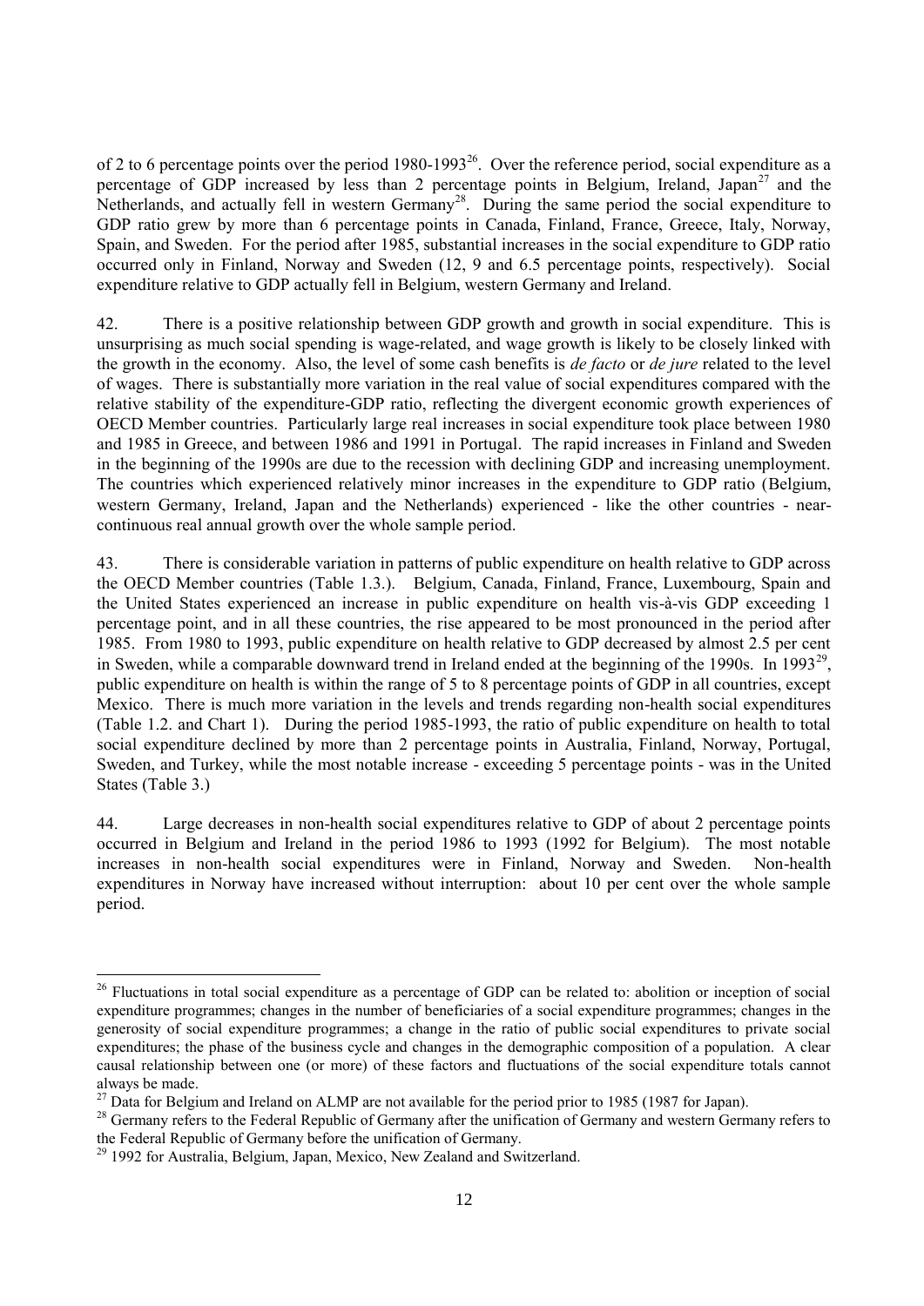of 2 to 6 percentage points over the period 1980-1993[26]. Over the reference period, social expenditure as a percentage of GDP increased by less than 2 percentage points in Belgium, Ireland, Japan[27] and the Netherlands, and actually fell in western Germany[28]. During the same period the social expenditure to GDP ratio grew by more than 6 percentage points in Canada, Finland, France, Greece, Italy, Norway, Spain, and Sweden. For the period after 1985, substantial increases in the social expenditure to GDP ratio occurred only in Finland, Norway and Sweden (12, 9 and 6.5 percentage points, respectively). Social expenditure relative to GDP actually fell in Belgium, western Germany and Ireland.

42. There is a positive relationship between GDP growth and growth in social expenditure. This is unsurprising as much social spending is wage-related, and wage growth is likely to be closely linked with the growth in the economy. Also, the level of some cash benefits is *de facto* or *de jure* related to the level of wages. There is substantially more variation in the real value of social expenditures compared with the relative stability of the expenditure-GDP ratio, reflecting the divergent economic growth experiences of OECD Member countries. Particularly large real increases in social expenditure took place between 1980 and 1985 in Greece, and between 1986 and 1991 in Portugal. The rapid increases in Finland and Sweden in the beginning of the 1990s are due to the recession with declining GDP and increasing unemployment. The countries which experienced relatively minor increases in the expenditure to GDP ratio (Belgium, western Germany, Ireland, Japan and the Netherlands) experienced - like the other countries - near-continuous real annual growth over the whole sample period.

43. There is considerable variation in patterns of public expenditure on health relative to GDP across the OECD Member countries (Table 1.3.). Belgium, Canada, Finland, France, Luxembourg, Spain and the United States experienced an increase in public expenditure on health vis-à-vis GDP exceeding 1 percentage point, and in all these countries, the rise appeared to be most pronounced in the period after 1985. From 1980 to 1993, public expenditure on health relative to GDP decreased by almost 2.5 per cent in Sweden, while a comparable downward trend in Ireland ended at the beginning of the 1990s. In 1993[29], public expenditure on health is within the range of 5 to 8 percentage points of GDP in all countries, except Mexico. There is much more variation in the levels and trends regarding non-health social expenditures (Table 1.2. and Chart 1). During the period 1985-1993, the ratio of public expenditure on health to total social expenditure declined by more than 2 percentage points in Australia, Finland, Norway, Portugal, Sweden, and Turkey, while the most notable increase - exceeding 5 percentage points - was in the United States (Table 3.)

44. Large decreases in non-health social expenditures relative to GDP of about 2 percentage points occurred in Belgium and Ireland in the period 1986 to 1993 (1992 for Belgium). The most notable increases in non-health social expenditures were in Finland, Norway and Sweden. Non-health expenditures in Norway have increased without interruption: about 10 per cent over the whole sample period.

---

[26] Fluctuations in total social expenditure as a percentage of GDP can be related to: abolition or inception of social expenditure programmes; changes in the number of beneficiaries of a social expenditure programmes; changes in the generosity of social expenditure programmes; a change in the ratio of public social expenditures to private social expenditures; the phase of the business cycle and changes in the demographic composition of a population. A clear causal relationship between one (or more) of these factors and fluctuations of the social expenditure totals cannot always be made.

[27] Data for Belgium and Ireland on ALMP are not available for the period prior to 1985 (1987 for Japan).

[28] Germany refers to the Federal Republic of Germany after the unification of Germany and western Germany refers to the Federal Republic of Germany before the unification of Germany.

[29] 1992 for Australia, Belgium, Japan, Mexico, New Zealand and Switzerland.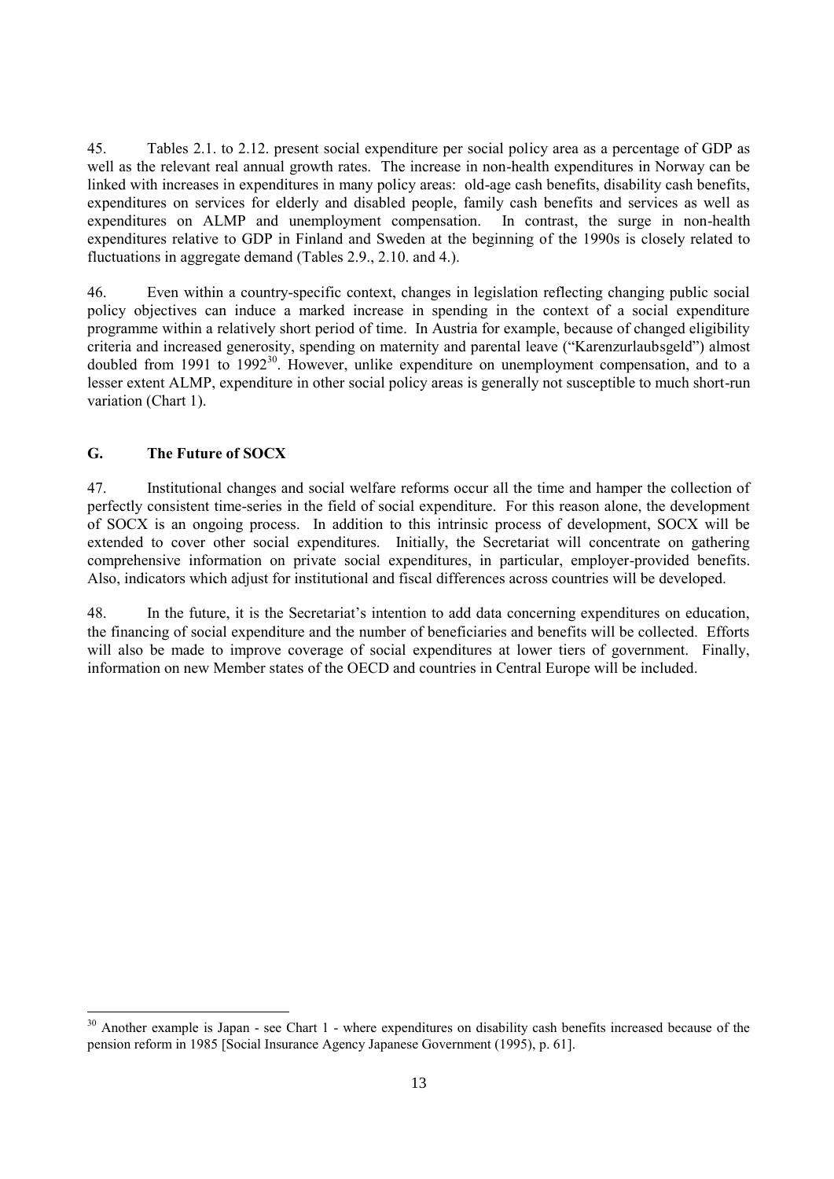45. Tables 2.1. to 2.12. present social expenditure per social policy area as a percentage of GDP as well as the relevant real annual growth rates. The increase in non-health expenditures in Norway can be linked with increases in expenditures in many policy areas: old-age cash benefits, disability cash benefits, expenditures on services for elderly and disabled people, family cash benefits and services as well as expenditures on ALMP and unemployment compensation. In contrast, the surge in non-health expenditures relative to GDP in Finland and Sweden at the beginning of the 1990s is closely related to fluctuations in aggregate demand (Tables 2.9., 2.10. and 4.).

46. Even within a country-specific context, changes in legislation reflecting changing public social policy objectives can induce a marked increase in spending in the context of a social expenditure programme within a relatively short period of time. In Austria for example, because of changed eligibility criteria and increased generosity, spending on maternity and parental leave ("Karenzurlaubsgeld") almost doubled from 1991 to 1992[30]. However, unlike expenditure on unemployment compensation, and to a lesser extent ALMP, expenditure in other social policy areas is generally not susceptible to much short-run variation (Chart 1).

## G. The Future of SOCX

47. Institutional changes and social welfare reforms occur all the time and hamper the collection of perfectly consistent time-series in the field of social expenditure. For this reason alone, the development of SOCX is an ongoing process. In addition to this intrinsic process of development, SOCX will be extended to cover other social expenditures. Initially, the Secretariat will concentrate on gathering comprehensive information on private social expenditures, in particular, employer-provided benefits. Also, indicators which adjust for institutional and fiscal differences across countries will be developed.

48. In the future, it is the Secretariat's intention to add data concerning expenditures on education, the financing of social expenditure and the number of beneficiaries and benefits will be collected. Efforts will also be made to improve coverage of social expenditures at lower tiers of government. Finally, information on new Member states of the OECD and countries in Central Europe will be included.

---

[30] Another example is Japan - see Chart 1 - where expenditures on disability cash benefits increased because of the pension reform in 1985 [Social Insurance Agency Japanese Government (1995), p. 61].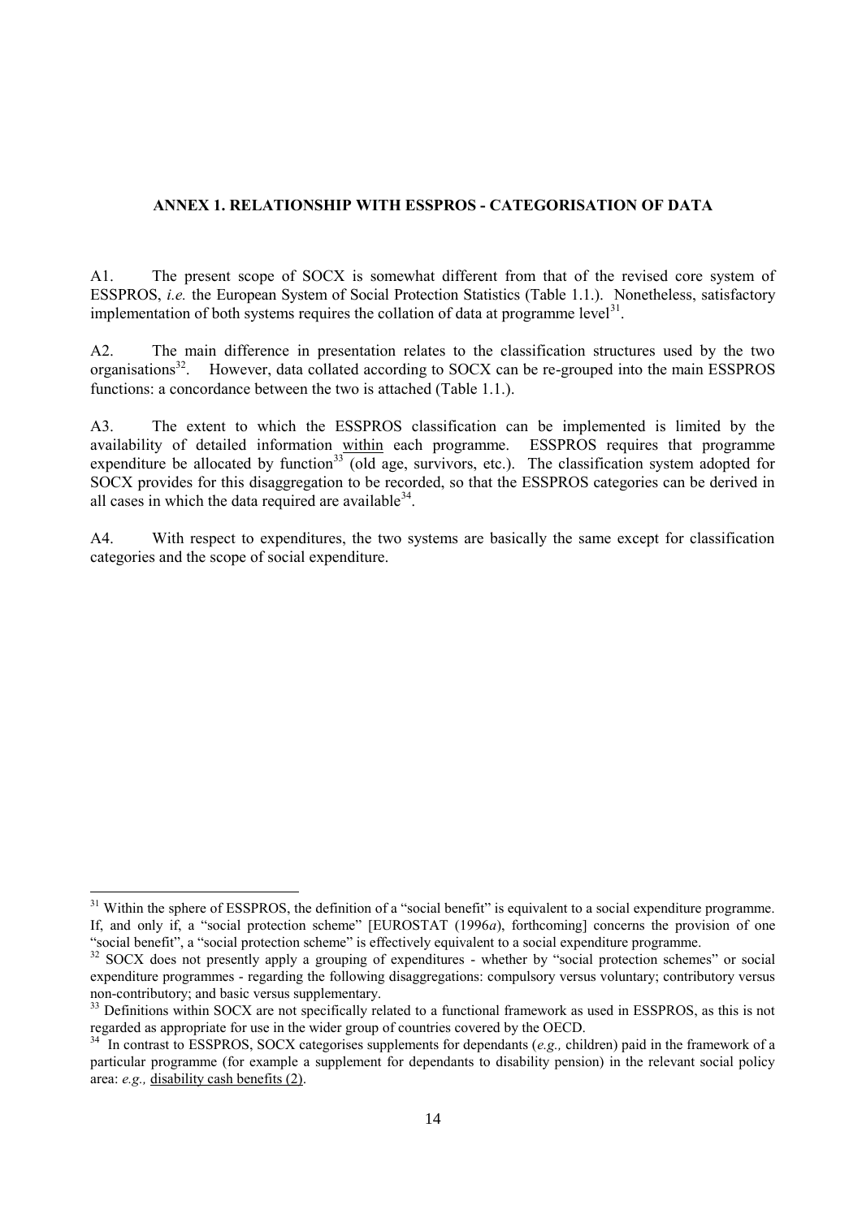## ANNEX 1. RELATIONSHIP WITH ESSPROS - CATEGORISATION OF DATA

A1. The present scope of SOCX is somewhat different from that of the revised core system of ESSPROS, *i.e.* the European System of Social Protection Statistics (Table 1.1.). Nonetheless, satisfactory implementation of both systems requires the collation of data at programme level[31].

A2. The main difference in presentation relates to the classification structures used by the two organisations[32]. However, data collated according to SOCX can be re-grouped into the main ESSPROS functions: a concordance between the two is attached (Table 1.1.).

A3. The extent to which the ESSPROS classification can be implemented is limited by the availability of detailed information <u>within</u> each programme. ESSPROS requires that programme expenditure be allocated by function[33] (old age, survivors, etc.). The classification system adopted for SOCX provides for this disaggregation to be recorded, so that the ESSPROS categories can be derived in all cases in which the data required are available[34].

A4. With respect to expenditures, the two systems are basically the same except for classification categories and the scope of social expenditure.

---

[31] Within the sphere of ESSPROS, the definition of a "social benefit" is equivalent to a social expenditure programme. If, and only if, a "social protection scheme" [EUROSTAT (1996*a*), forthcoming] concerns the provision of one "social benefit", a "social protection scheme" is effectively equivalent to a social expenditure programme.

[32] SOCX does not presently apply a grouping of expenditures - whether by "social protection schemes" or social expenditure programmes - regarding the following disaggregations: compulsory versus voluntary; contributory versus non-contributory; and basic versus supplementary.

[33] Definitions within SOCX are not specifically related to a functional framework as used in ESSPROS, as this is not regarded as appropriate for use in the wider group of countries covered by the OECD.

[34] In contrast to ESSPROS, SOCX categorises supplements for dependants (*e.g.,* children) paid in the framework of a particular programme (for example a supplement for dependants to disability pension) in the relevant social policy area: *e.g.,* <u>disability cash benefits (2)</u>.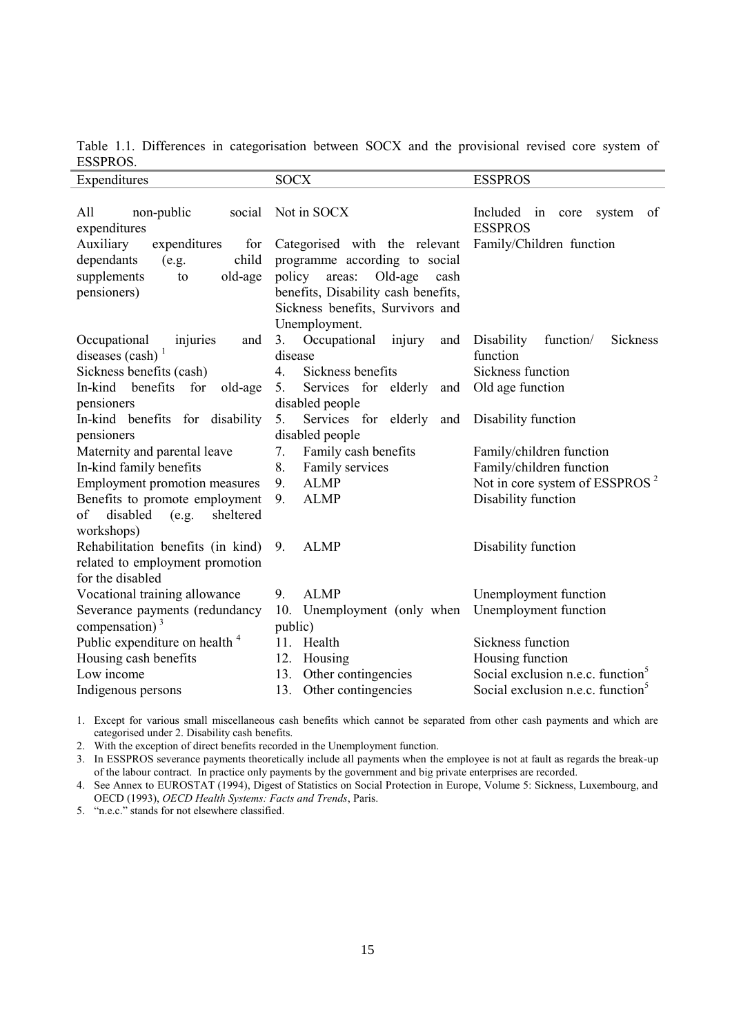Table 1.1. Differences in categorisation between SOCX and the provisional revised core system of ESSPROS.

| Expenditures | SOCX | ESSPROS |
|---|---|---|
| All non-public social expenditures | Not in SOCX | Included in core system of ESSPROS |
| Auxiliary expenditures for dependants (e.g. child supplements to old-age pensioners) | Categorised with the relevant programme according to social policy areas: Old-age cash benefits, Disability cash benefits, Sickness benefits, Survivors and Unemployment. | Family/Children function |
| Occupational injuries and diseases (cash) [1] | 3. Occupational injury and disease | Disability function/ Sickness function |
| Sickness benefits (cash) | 4. Sickness benefits | Sickness function |
| In-kind benefits for old-age pensioners | 5. Services for elderly and disabled people | Old age function |
| In-kind benefits for disability pensioners | 5. Services for elderly and disabled people | Disability function |
| Maternity and parental leave | 7. Family cash benefits | Family/children function |
| In-kind family benefits | 8. Family services | Family/children function |
| Employment promotion measures | 9. ALMP | Not in core system of ESSPROS [2] |
| Benefits to promote employment of disabled (e.g. sheltered workshops) | 9. ALMP | Disability function |
| Rehabilitation benefits (in kind) related to employment promotion for the disabled | 9. ALMP | Disability function |
| Vocational training allowance | 9. ALMP | Unemployment function |
| Severance payments (redundancy compensation) [3] | 10. Unemployment (only when public) | Unemployment function |
| Public expenditure on health [4] | 11. Health | Sickness function |
| Housing cash benefits | 12. Housing | Housing function |
| Low income | 13. Other contingencies | Social exclusion n.e.c. function[5] |
| Indigenous persons | 13. Other contingencies | Social exclusion n.e.c. function[5] |

1. Except for various small miscellaneous cash benefits which cannot be separated from other cash payments and which are categorised under 2. Disability cash benefits.
2. With the exception of direct benefits recorded in the Unemployment function.
3. In ESSPROS severance payments theoretically include all payments when the employee is not at fault as regards the break-up of the labour contract. In practice only payments by the government and big private enterprises are recorded.
4. See Annex to EUROSTAT (1994), Digest of Statistics on Social Protection in Europe, Volume 5: Sickness, Luxembourg, and OECD (1993), *OECD Health Systems: Facts and Trends*, Paris.
5. "n.e.c." stands for not elsewhere classified.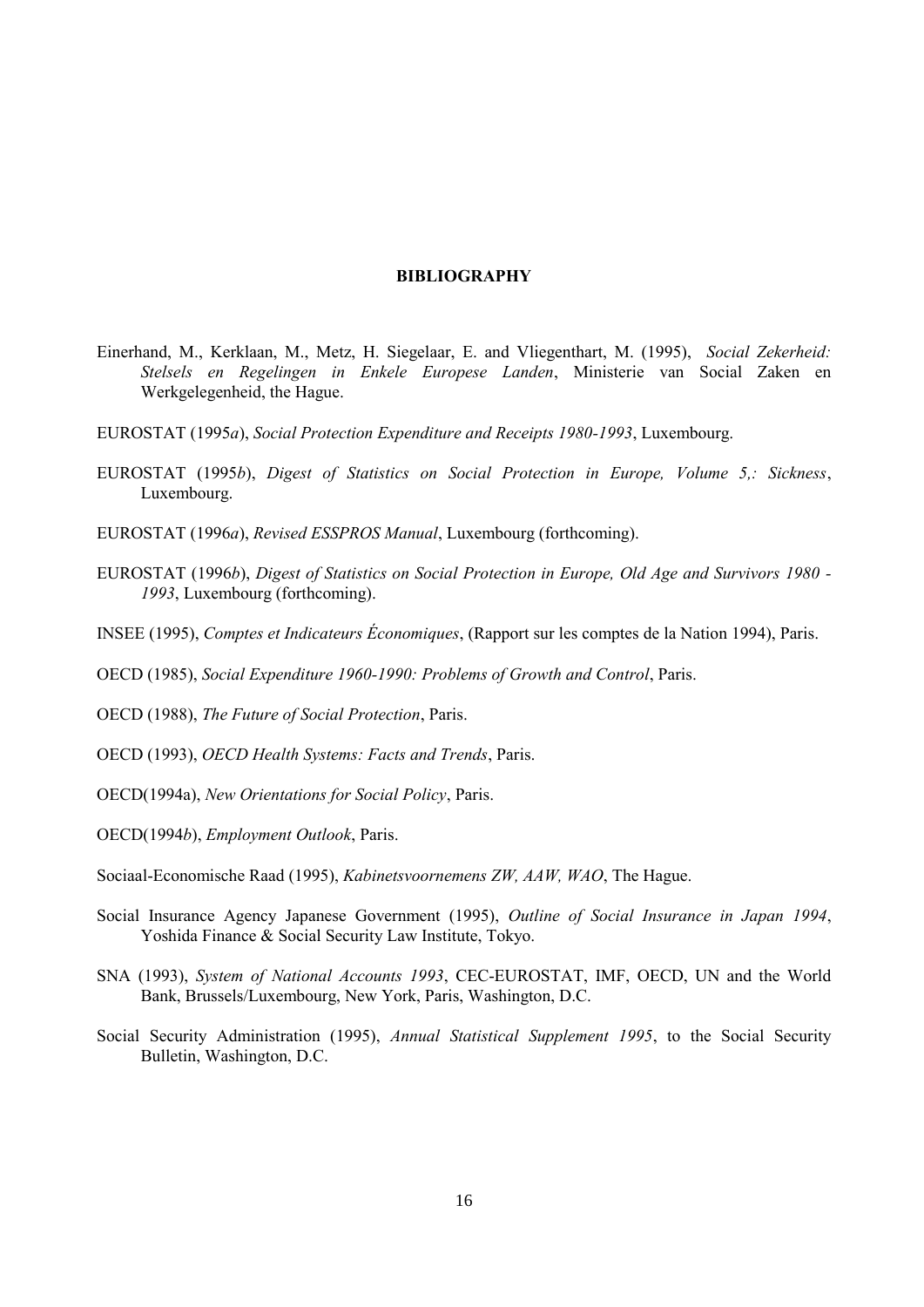## BIBLIOGRAPHY

Einerhand, M., Kerklaan, M., Metz, H. Siegelaar, E. and Vliegenthart, M. (1995), *Social Zekerheid: Stelsels en Regelingen in Enkele Europese Landen*, Ministerie van Social Zaken en Werkgelegenheid, the Hague.

EUROSTAT (1995*a*), *Social Protection Expenditure and Receipts 1980-1993*, Luxembourg.

EUROSTAT (1995*b*), *Digest of Statistics on Social Protection in Europe, Volume 5,: Sickness*, Luxembourg.

EUROSTAT (1996*a*), *Revised ESSPROS Manual*, Luxembourg (forthcoming).

EUROSTAT (1996*b*), *Digest of Statistics on Social Protection in Europe, Old Age and Survivors 1980 - 1993*, Luxembourg (forthcoming).

INSEE (1995), *Comptes et Indicateurs Économiques*, (Rapport sur les comptes de la Nation 1994), Paris.

OECD (1985), *Social Expenditure 1960-1990: Problems of Growth and Control*, Paris.

OECD (1988), *The Future of Social Protection*, Paris.

OECD (1993), *OECD Health Systems: Facts and Trends*, Paris.

OECD(1994a), *New Orientations for Social Policy*, Paris.

OECD(1994*b*), *Employment Outlook*, Paris.

Sociaal-Economische Raad (1995), *Kabinetsvoornemens ZW, AAW, WAO*, The Hague.

Social Insurance Agency Japanese Government (1995), *Outline of Social Insurance in Japan 1994*, Yoshida Finance & Social Security Law Institute, Tokyo.

SNA (1993), *System of National Accounts 1993*, CEC-EUROSTAT, IMF, OECD, UN and the World Bank, Brussels/Luxembourg, New York, Paris, Washington, D.C.

Social Security Administration (1995), *Annual Statistical Supplement 1995*, to the Social Security Bulletin, Washington, D.C.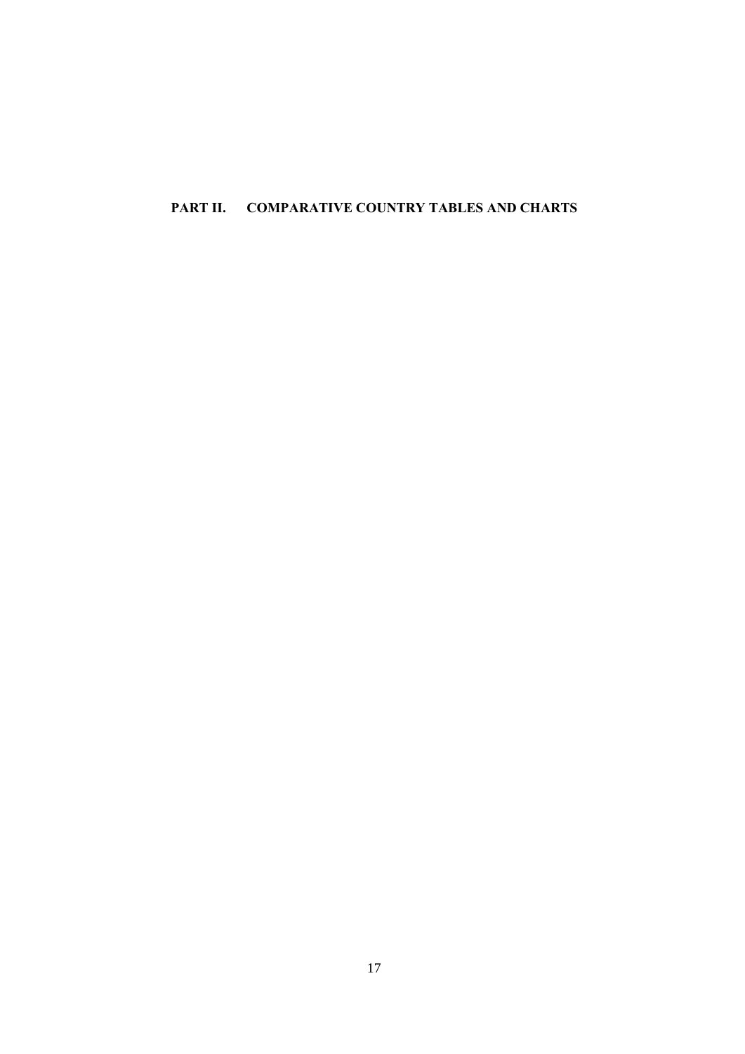# PART II. COMPARATIVE COUNTRY TABLES AND CHARTS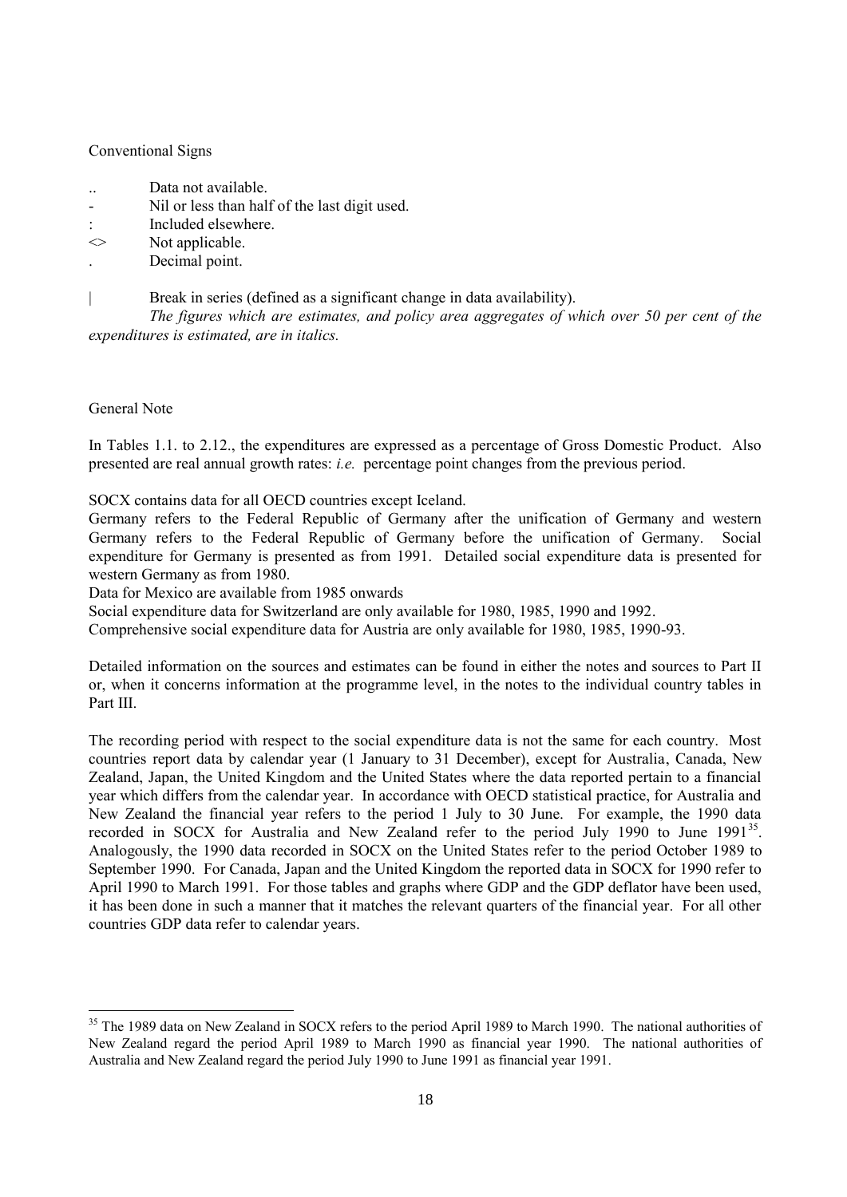Conventional Signs

| | |
|---|---|
| .. | Data not available. |
| - | Nil or less than half of the last digit used. |
| : | Included elsewhere. |
| <> | Not applicable. |
| . | Decimal point. |
| \| | Break in series (defined as a significant change in data availability). |

*The figures which are estimates, and policy area aggregates of which over 50 per cent of the expenditures is estimated, are in italics.*

General Note

In Tables 1.1. to 2.12., the expenditures are expressed as a percentage of Gross Domestic Product. Also presented are real annual growth rates: *i.e.* percentage point changes from the previous period.

SOCX contains data for all OECD countries except Iceland.

Germany refers to the Federal Republic of Germany after the unification of Germany and western Germany refers to the Federal Republic of Germany before the unification of Germany. Social expenditure for Germany is presented as from 1991. Detailed social expenditure data is presented for western Germany as from 1980.

Data for Mexico are available from 1985 onwards

Social expenditure data for Switzerland are only available for 1980, 1985, 1990 and 1992.

Comprehensive social expenditure data for Austria are only available for 1980, 1985, 1990-93.

Detailed information on the sources and estimates can be found in either the notes and sources to Part II or, when it concerns information at the programme level, in the notes to the individual country tables in Part III.

The recording period with respect to the social expenditure data is not the same for each country. Most countries report data by calendar year (1 January to 31 December), except for Australia, Canada, New Zealand, Japan, the United Kingdom and the United States where the data reported pertain to a financial year which differs from the calendar year. In accordance with OECD statistical practice, for Australia and New Zealand the financial year refers to the period 1 July to 30 June. For example, the 1990 data recorded in SOCX for Australia and New Zealand refer to the period July 1990 to June 1991[35]. Analogously, the 1990 data recorded in SOCX on the United States refer to the period October 1989 to September 1990. For Canada, Japan and the United Kingdom the reported data in SOCX for 1990 refer to April 1990 to March 1991. For those tables and graphs where GDP and the GDP deflator have been used, it has been done in such a manner that it matches the relevant quarters of the financial year. For all other countries GDP data refer to calendar years.

[35] The 1989 data on New Zealand in SOCX refers to the period April 1989 to March 1990. The national authorities of New Zealand regard the period April 1989 to March 1990 as financial year 1990. The national authorities of Australia and New Zealand regard the period July 1990 to June 1991 as financial year 1991.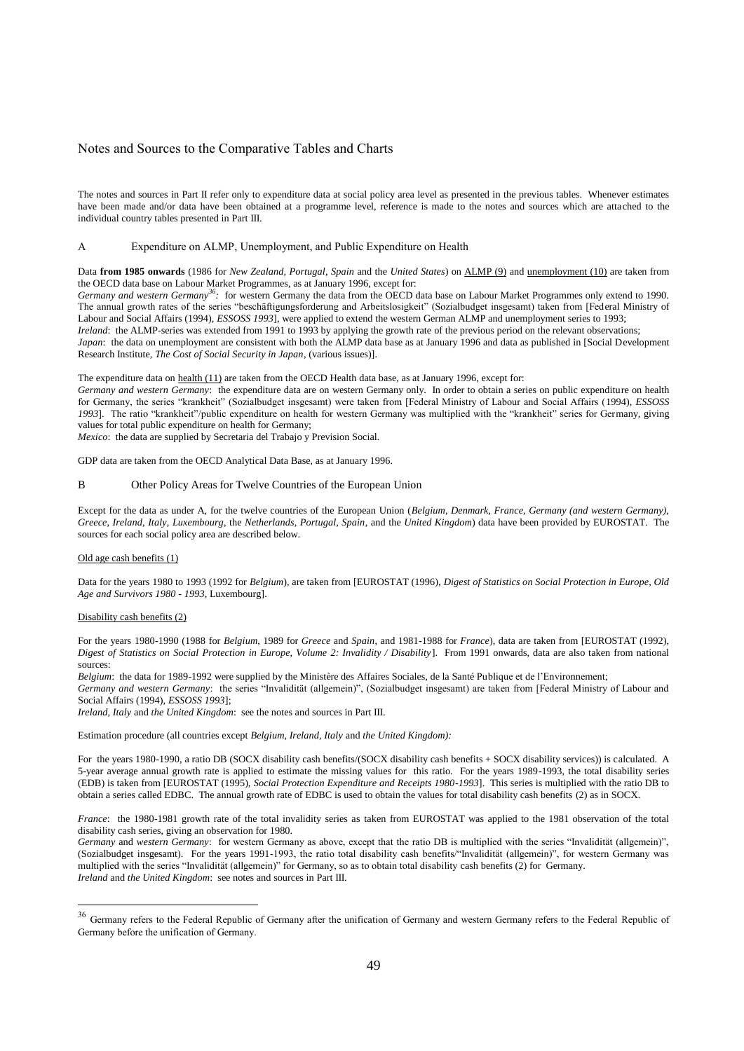# Notes and Sources to the Comparative Tables and Charts

The notes and sources in Part II refer only to expenditure data at social policy area level as presented in the previous tables. Whenever estimates have been made and/or data have been obtained at a programme level, reference is made to the notes and sources which are attached to the individual country tables presented in Part III.

## A Expenditure on ALMP, Unemployment, and Public Expenditure on Health

Data **from 1985 onwards** (1986 for *New Zealand, Portugal, Spain* and the *United States*) on ALMP (9) and unemployment (10) are taken from the OECD data base on Labour Market Programmes, as at January 1996, except for:

*Germany and western Germany*[36]*:* for western Germany the data from the OECD data base on Labour Market Programmes only extend to 1990. The annual growth rates of the series "beschäftigungsforderung and Arbeitslosigkeit" (Sozialbudget insgesamt) taken from [Federal Ministry of Labour and Social Affairs (1994), *ESSOSS 1993*], were applied to extend the western German ALMP and unemployment series to 1993;

*Ireland*: the ALMP-series was extended from 1991 to 1993 by applying the growth rate of the previous period on the relevant observations;

*Japan*: the data on unemployment are consistent with both the ALMP data base as at January 1996 and data as published in [Social Development Research Institute, *The Cost of Social Security in Japan*, (various issues)].

The expenditure data on health (11) are taken from the OECD Health data base, as at January 1996, except for:

*Germany and western Germany*: the expenditure data are on western Germany only. In order to obtain a series on public expenditure on health for Germany, the series "krankheit" (Sozialbudget insgesamt) were taken from [Federal Ministry of Labour and Social Affairs (1994), *ESSOSS 1993*]. The ratio "krankheit"/public expenditure on health for western Germany was multiplied with the "krankheit" series for Germany, giving values for total public expenditure on health for Germany;

*Mexico*: the data are supplied by Secretaria del Trabajo y Prevision Social.

GDP data are taken from the OECD Analytical Data Base, as at January 1996.

## B Other Policy Areas for Twelve Countries of the European Union

Except for the data as under A, for the twelve countries of the European Union (*Belgium, Denmark, France, Germany (and western Germany), Greece, Ireland, Italy, Luxembourg*, the *Netherlands, Portugal, Spain*, and the *United Kingdom*) data have been provided by EUROSTAT. The sources for each social policy area are described below.

### Old age cash benefits (1)

Data for the years 1980 to 1993 (1992 for *Belgium*), are taken from [EUROSTAT (1996), *Digest of Statistics on Social Protection in Europe, Old Age and Survivors 1980 - 1993*, Luxembourg].

### Disability cash benefits (2)

For the years 1980-1990 (1988 for *Belgium*, 1989 for *Greece* and *Spain*, and 1981-1988 for *France*), data are taken from [EUROSTAT (1992), *Digest of Statistics on Social Protection in Europe, Volume 2: Invalidity / Disability*]. From 1991 onwards, data are also taken from national sources:

*Belgium*: the data for 1989-1992 were supplied by the Ministère des Affaires Sociales, de la Santé Publique et de l'Environnement;

*Germany and western Germany*: the series "Invalidität (allgemein)", (Sozialbudget insgesamt) are taken from [Federal Ministry of Labour and Social Affairs (1994), *ESSOSS 1993*];

*Ireland, Italy* and *the United Kingdom*: see the notes and sources in Part III.

Estimation procedure (all countries except *Belgium, Ireland, Italy* and *the United Kingdom):*

For the years 1980-1990, a ratio DB (SOCX disability cash benefits/(SOCX disability cash benefits + SOCX disability services)) is calculated. A 5-year average annual growth rate is applied to estimate the missing values for this ratio. For the years 1989-1993, the total disability series (EDB) is taken from [EUROSTAT (1995), *Social Protection Expenditure and Receipts 1980-1993*]. This series is multiplied with the ratio DB to obtain a series called EDBC. The annual growth rate of EDBC is used to obtain the values for total disability cash benefits (2) as in SOCX.

*France*: the 1980-1981 growth rate of the total invalidity series as taken from EUROSTAT was applied to the 1981 observation of the total disability cash series, giving an observation for 1980.

*Germany* and *western Germany*: for western Germany as above, except that the ratio DB is multiplied with the series "Invalidität (allgemein)", (Sozialbudget insgesamt). For the years 1991-1993, the ratio total disability cash benefits/"Invalidität (allgemein)", for western Germany was multiplied with the series "Invalidität (allgemein)" for Germany, so as to obtain total disability cash benefits (2) for Germany.

*Ireland* and *the United Kingdom*: see notes and sources in Part III.

---

[36] Germany refers to the Federal Republic of Germany after the unification of Germany and western Germany refers to the Federal Republic of Germany before the unification of Germany.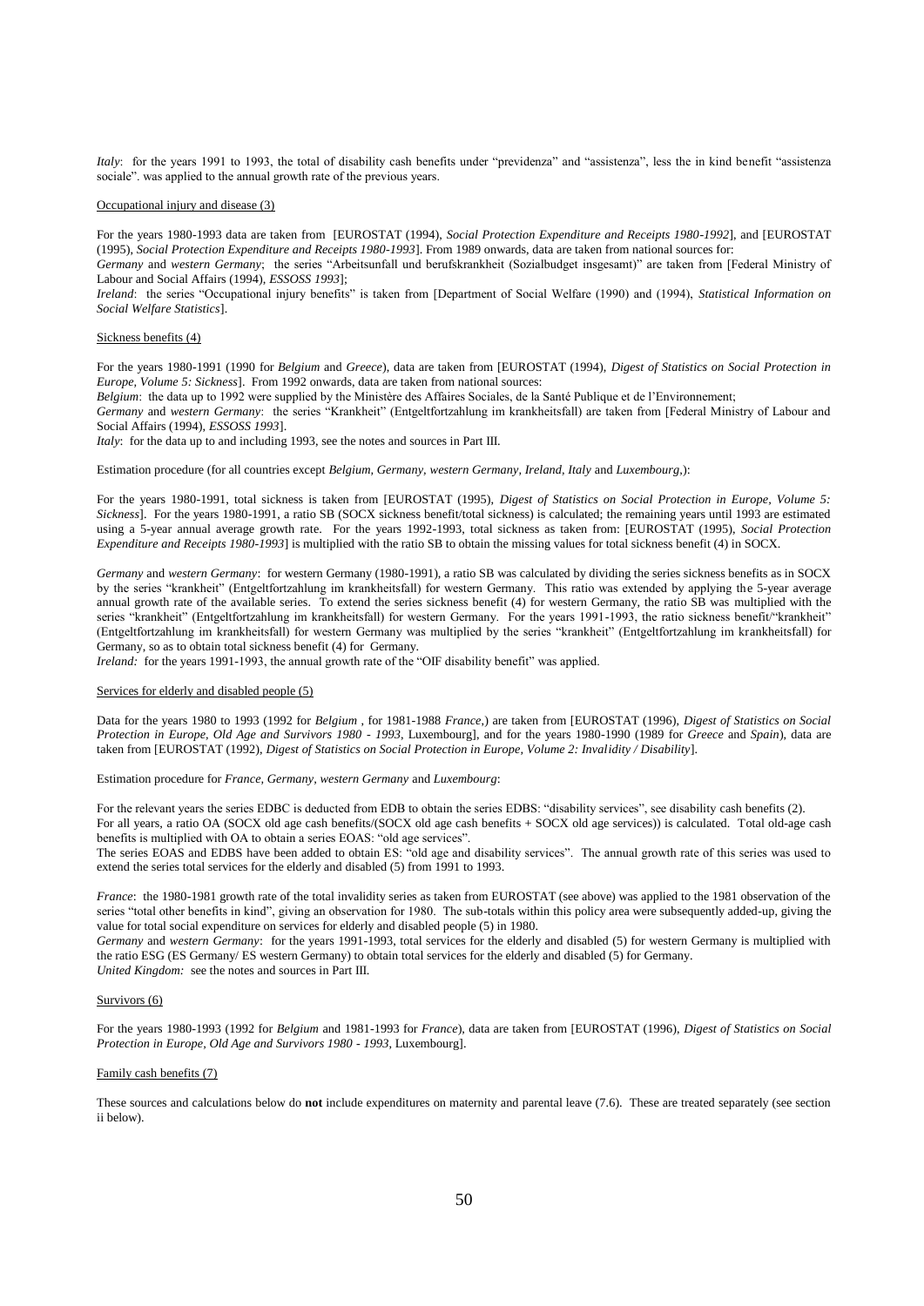*Italy*: for the years 1991 to 1993, the total of disability cash benefits under "previdenza" and "assistenza", less the in kind benefit "assistenza sociale". was applied to the annual growth rate of the previous years.

Occupational injury and disease (3)

For the years 1980-1993 data are taken from [EUROSTAT (1994), *Social Protection Expenditure and Receipts 1980-1992*], and [EUROSTAT (1995), *Social Protection Expenditure and Receipts 1980-1993*]. From 1989 onwards, data are taken from national sources for:

*Germany* and *western Germany*; the series "Arbeitsunfall und berufskrankheit (Sozialbudget insgesamt)" are taken from [Federal Ministry of Labour and Social Affairs (1994), *ESSOSS 1993*];

*Ireland*: the series "Occupational injury benefits" is taken from [Department of Social Welfare (1990) and (1994), *Statistical Information on Social Welfare Statistics*].

Sickness benefits (4)

For the years 1980-1991 (1990 for *Belgium* and *Greece*), data are taken from [EUROSTAT (1994), *Digest of Statistics on Social Protection in Europe, Volume 5: Sickness*]. From 1992 onwards, data are taken from national sources:

*Belgium*: the data up to 1992 were supplied by the Ministère des Affaires Sociales, de la Santé Publique et de l'Environnement;

*Germany* and *western Germany*: the series "Krankheit" (Entgeltfortzahlung im krankheitsfall) are taken from [Federal Ministry of Labour and Social Affairs (1994), *ESSOSS 1993*].

*Italy*: for the data up to and including 1993, see the notes and sources in Part III.

Estimation procedure (for all countries except *Belgium, Germany, western Germany, Ireland, Italy* and *Luxembourg*,):

For the years 1980-1991, total sickness is taken from [EUROSTAT (1995), *Digest of Statistics on Social Protection in Europe, Volume 5: Sickness*]. For the years 1980-1991, a ratio SB (SOCX sickness benefit/total sickness) is calculated; the remaining years until 1993 are estimated using a 5-year annual average growth rate. For the years 1992-1993, total sickness as taken from: [EUROSTAT (1995), *Social Protection Expenditure and Receipts 1980-1993*] is multiplied with the ratio SB to obtain the missing values for total sickness benefit (4) in SOCX.

*Germany* and *western Germany*: for western Germany (1980-1991), a ratio SB was calculated by dividing the series sickness benefits as in SOCX by the series "krankheit" (Entgeltfortzahlung im krankheitsfall) for western Germany. This ratio was extended by applying the 5-year average annual growth rate of the available series. To extend the series sickness benefit (4) for western Germany, the ratio SB was multiplied with the series "krankheit" (Entgeltfortzahlung im krankheitsfall) for western Germany. For the years 1991-1993, the ratio sickness benefit/"krankheit" (Entgeltfortzahlung im krankheitsfall) for western Germany was multiplied by the series "krankheit" (Entgeltfortzahlung im krankheitsfall) for Germany, so as to obtain total sickness benefit (4) for Germany.

*Ireland:* for the years 1991-1993, the annual growth rate of the "OIF disability benefit" was applied.

Services for elderly and disabled people (5)

Data for the years 1980 to 1993 (1992 for *Belgium* , for 1981-1988 *France*,) are taken from [EUROSTAT (1996), *Digest of Statistics on Social Protection in Europe, Old Age and Survivors 1980 - 1993*, Luxembourg], and for the years 1980-1990 (1989 for *Greece* and *Spain*), data are taken from [EUROSTAT (1992), *Digest of Statistics on Social Protection in Europe, Volume 2: Invalidity / Disability*].

Estimation procedure for *France, Germany, western Germany* and *Luxembourg*:

For the relevant years the series EDBC is deducted from EDB to obtain the series EDBS: "disability services", see disability cash benefits (2).

For all years, a ratio OA (SOCX old age cash benefits/(SOCX old age cash benefits + SOCX old age services)) is calculated. Total old-age cash benefits is multiplied with OA to obtain a series EOAS: "old age services".

The series EOAS and EDBS have been added to obtain ES: "old age and disability services". The annual growth rate of this series was used to extend the series total services for the elderly and disabled (5) from 1991 to 1993.

*France*: the 1980-1981 growth rate of the total invalidity series as taken from EUROSTAT (see above) was applied to the 1981 observation of the series "total other benefits in kind", giving an observation for 1980. The sub-totals within this policy area were subsequently added-up, giving the value for total social expenditure on services for elderly and disabled people (5) in 1980.

*Germany* and *western Germany*: for the years 1991-1993, total services for the elderly and disabled (5) for western Germany is multiplied with the ratio ESG (ES Germany/ ES western Germany) to obtain total services for the elderly and disabled (5) for Germany.

*United Kingdom:* see the notes and sources in Part III.

Survivors (6)

For the years 1980-1993 (1992 for *Belgium* and 1981-1993 for *France*), data are taken from [EUROSTAT (1996), *Digest of Statistics on Social Protection in Europe, Old Age and Survivors 1980 - 1993*, Luxembourg].

Family cash benefits (7)

These sources and calculations below do **not** include expenditures on maternity and parental leave (7.6). These are treated separately (see section ii below).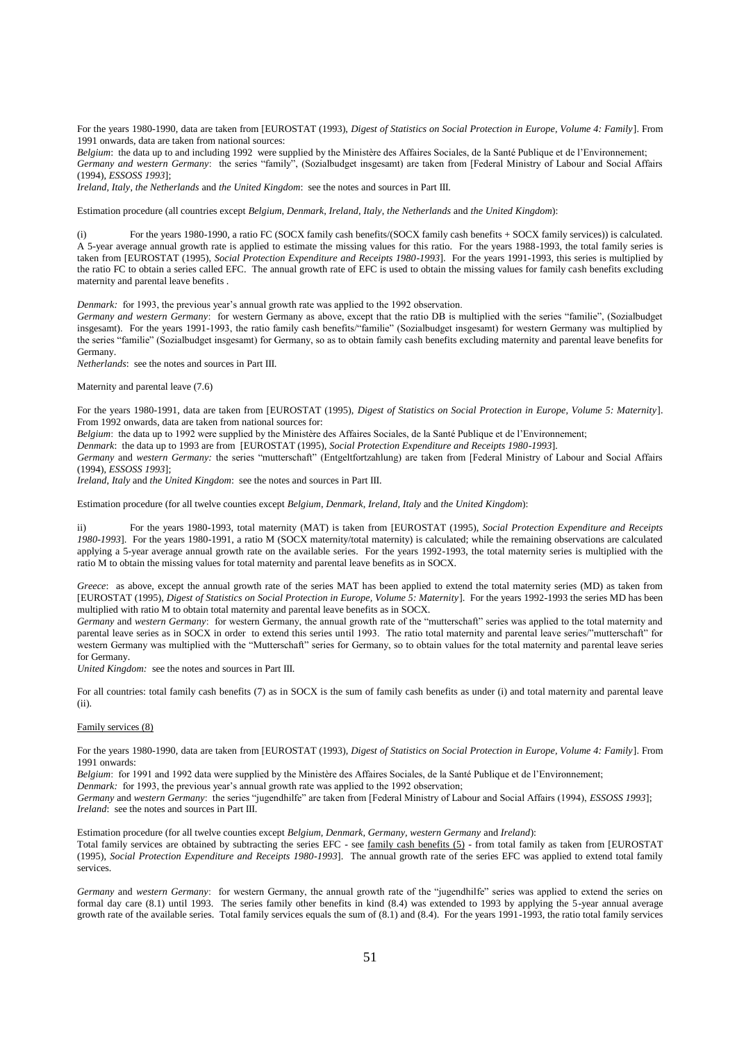For the years 1980-1990, data are taken from [EUROSTAT (1993), *Digest of Statistics on Social Protection in Europe, Volume 4: Family*]. From 1991 onwards, data are taken from national sources:

*Belgium*: the data up to and including 1992 were supplied by the Ministère des Affaires Sociales, de la Santé Publique et de l'Environnement;

*Germany and western Germany*: the series "family", (Sozialbudget insgesamt) are taken from [Federal Ministry of Labour and Social Affairs (1994), *ESSOSS 1993*];

*Ireland, Italy, the Netherlands* and *the United Kingdom*: see the notes and sources in Part III.

Estimation procedure (all countries except *Belgium, Denmark, Ireland, Italy, the Netherlands* and *the United Kingdom*):

(i) For the years 1980-1990, a ratio FC (SOCX family cash benefits/(SOCX family cash benefits + SOCX family services)) is calculated. A 5-year average annual growth rate is applied to estimate the missing values for this ratio. For the years 1988-1993, the total family series is taken from [EUROSTAT (1995), *Social Protection Expenditure and Receipts 1980-1993*]. For the years 1991-1993, this series is multiplied by the ratio FC to obtain a series called EFC. The annual growth rate of EFC is used to obtain the missing values for family cash benefits excluding maternity and parental leave benefits .

*Denmark:* for 1993, the previous year's annual growth rate was applied to the 1992 observation.

*Germany and western Germany*: for western Germany as above, except that the ratio DB is multiplied with the series "familie", (Sozialbudget insgesamt). For the years 1991-1993, the ratio family cash benefits/"familie" (Sozialbudget insgesamt) for western Germany was multiplied by the series "familie" (Sozialbudget insgesamt) for Germany, so as to obtain family cash benefits excluding maternity and parental leave benefits for Germany.

*Netherlands*: see the notes and sources in Part III.

Maternity and parental leave (7.6)

For the years 1980-1991, data are taken from [EUROSTAT (1995), *Digest of Statistics on Social Protection in Europe, Volume 5: Maternity*]. From 1992 onwards, data are taken from national sources for:

*Belgium*: the data up to 1992 were supplied by the Ministère des Affaires Sociales, de la Santé Publique et de l'Environnement;

*Denmark*: the data up to 1993 are from [EUROSTAT (1995), *Social Protection Expenditure and Receipts 1980-1993*].

*Germany* and *western Germany:* the series "mutterschaft" (Entgeltfortzahlung) are taken from [Federal Ministry of Labour and Social Affairs (1994), *ESSOSS 1993*];

*Ireland, Italy* and *the United Kingdom*: see the notes and sources in Part III.

Estimation procedure (for all twelve counties except *Belgium, Denmark, Ireland, Italy* and *the United Kingdom*):

ii) For the years 1980-1993, total maternity (MAT) is taken from [EUROSTAT (1995), *Social Protection Expenditure and Receipts 1980-1993*]. For the years 1980-1991, a ratio M (SOCX maternity/total maternity) is calculated; while the remaining observations are calculated applying a 5-year average annual growth rate on the available series. For the years 1992-1993, the total maternity series is multiplied with the ratio M to obtain the missing values for total maternity and parental leave benefits as in SOCX.

*Greece*: as above, except the annual growth rate of the series MAT has been applied to extend the total maternity series (MD) as taken from [EUROSTAT (1995), *Digest of Statistics on Social Protection in Europe, Volume 5: Maternity*]. For the years 1992-1993 the series MD has been multiplied with ratio M to obtain total maternity and parental leave benefits as in SOCX.

*Germany* and *western Germany*: for western Germany, the annual growth rate of the "mutterschaft" series was applied to the total maternity and parental leave series as in SOCX in order to extend this series until 1993. The ratio total maternity and parental leave series/"mutterschaft" for western Germany was multiplied with the "Mutterschaft" series for Germany, so to obtain values for the total maternity and parental leave series for Germany.

*United Kingdom:* see the notes and sources in Part III.

For all countries: total family cash benefits (7) as in SOCX is the sum of family cash benefits as under (i) and total maternity and parental leave (ii).

Family services (8)

For the years 1980-1990, data are taken from [EUROSTAT (1993), *Digest of Statistics on Social Protection in Europe, Volume 4: Family*]. From 1991 onwards:

*Belgium*: for 1991 and 1992 data were supplied by the Ministère des Affaires Sociales, de la Santé Publique et de l'Environnement;

*Denmark:* for 1993, the previous year's annual growth rate was applied to the 1992 observation;

*Germany* and *western Germany*: the series "jugendhilfe" are taken from [Federal Ministry of Labour and Social Affairs (1994), *ESSOSS 1993*];

*Ireland*: see the notes and sources in Part III.

Estimation procedure (for all twelve counties except *Belgium, Denmark, Germany, western Germany* and *Ireland*):

Total family services are obtained by subtracting the series EFC - see family cash benefits (5) - from total family as taken from [EUROSTAT (1995), *Social Protection Expenditure and Receipts 1980-1993*]. The annual growth rate of the series EFC was applied to extend total family services.

*Germany* and *western Germany*: for western Germany, the annual growth rate of the "jugendhilfe" series was applied to extend the series on formal day care (8.1) until 1993. The series family other benefits in kind (8.4) was extended to 1993 by applying the 5-year annual average growth rate of the available series. Total family services equals the sum of (8.1) and (8.4). For the years 1991-1993, the ratio total family services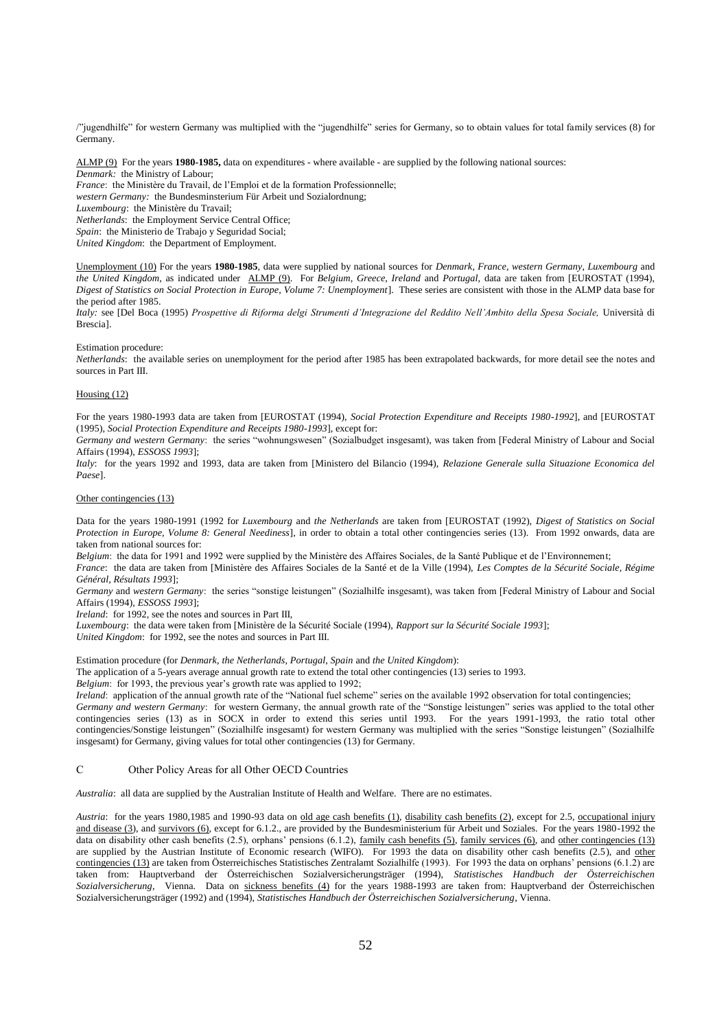/"jugendhilfe" for western Germany was multiplied with the "jugendhilfe" series for Germany, so to obtain values for total family services (8) for Germany.

ALMP (9) For the years **1980-1985,** data on expenditures - where available - are supplied by the following national sources:
*Denmark:* the Ministry of Labour;
*France*: the Ministère du Travail, de l'Emploi et de la formation Professionnelle;
*western Germany:* the Bundesminsterium Für Arbeit und Sozialordnung;
*Luxembourg*: the Ministère du Travail;
*Netherlands*: the Employment Service Central Office;
*Spain*: the Ministerio de Trabajo y Seguridad Social;
*United Kingdom*: the Department of Employment.

Unemployment (10) For the years **1980-1985**, data were supplied by national sources for *Denmark*, *France*, *western Germany*, *Luxembourg* and *the United Kingdom*, as indicated under ALMP (9). For *Belgium*, *Greece*, *Ireland* and *Portugal*, data are taken from [EUROSTAT (1994), *Digest of Statistics on Social Protection in Europe, Volume 7: Unemployment*]. These series are consistent with those in the ALMP data base for the period after 1985.
*Italy:* see [Del Boca (1995) *Prospettive di Riforma delgi Strumenti d'Integrazione del Reddito Nell'Ambito della Spesa Sociale,* Università di Brescia].

Estimation procedure:
*Netherlands*: the available series on unemployment for the period after 1985 has been extrapolated backwards, for more detail see the notes and sources in Part III.

Housing (12)

For the years 1980-1993 data are taken from [EUROSTAT (1994), *Social Protection Expenditure and Receipts 1980-1992*], and [EUROSTAT (1995), *Social Protection Expenditure and Receipts 1980-1993*], except for:
*Germany and western Germany*: the series "wohnungswesen" (Sozialbudget insgesamt), was taken from [Federal Ministry of Labour and Social Affairs (1994), *ESSOSS 1993*];
*Italy*: for the years 1992 and 1993, data are taken from [Ministero del Bilancio (1994), *Relazione Generale sulla Situazione Economica del Paese*].

Other contingencies (13)

Data for the years 1980-1991 (1992 for *Luxembourg* and *the Netherlands* are taken from [EUROSTAT (1992), *Digest of Statistics on Social Protection in Europe, Volume 8: General Neediness*], in order to obtain a total other contingencies series (13). From 1992 onwards, data are taken from national sources for:
*Belgium*: the data for 1991 and 1992 were supplied by the Ministère des Affaires Sociales, de la Santé Publique et de l'Environnement;
*France*: the data are taken from [Ministère des Affaires Sociales de la Santé et de la Ville (1994), *Les Comptes de la Sécurité Sociale, Régime Général, Résultats 1993*];
*Germany* and *western Germany*: the series "sonstige leistungen" (Sozialhilfe insgesamt), was taken from [Federal Ministry of Labour and Social Affairs (1994), *ESSOSS 1993*];
*Ireland*: for 1992, see the notes and sources in Part III,
*Luxembourg*: the data were taken from [Ministère de la Sécurité Sociale (1994), *Rapport sur la Sécurité Sociale 1993*];
*United Kingdom*: for 1992, see the notes and sources in Part III.

Estimation procedure (for *Denmark*, *the Netherlands*, *Portugal*, *Spain* and *the United Kingdom*):
The application of a 5-years average annual growth rate to extend the total other contingencies (13) series to 1993.
*Belgium*: for 1993, the previous year's growth rate was applied to 1992;
*Ireland*: application of the annual growth rate of the "National fuel scheme" series on the available 1992 observation for total contingencies;
*Germany and western Germany*: for western Germany, the annual growth rate of the "Sonstige leistungen" series was applied to the total other contingencies series (13) as in SOCX in order to extend this series until 1993. For the years 1991-1993, the ratio total other contingencies/Sonstige leistungen" (Sozialhilfe insgesamt) for western Germany was multiplied with the series "Sonstige leistungen" (Sozialhilfe insgesamt) for Germany, giving values for total other contingencies (13) for Germany.

## C Other Policy Areas for all Other OECD Countries

*Australia*: all data are supplied by the Australian Institute of Health and Welfare. There are no estimates.

*Austria*: for the years 1980,1985 and 1990-93 data on old age cash benefits (1), disability cash benefits (2), except for 2.5, occupational injury and disease (3), and survivors (6), except for 6.1.2., are provided by the Bundesministerium für Arbeit und Soziales. For the years 1980-1992 the data on disability other cash benefits (2.5), orphans' pensions (6.1.2), family cash benefits (5), family services (6), and other contingencies (13) are supplied by the Austrian Institute of Economic research (WIFO). For 1993 the data on disability other cash benefits (2.5), and other contingencies (13) are taken from Österreichisches Statistisches Zentralamt Sozialhilfe (1993). For 1993 the data on orphans' pensions (6.1.2) are taken from: Hauptverband der Österreichischen Sozialversicherungsträger (1994), *Statistisches Handbuch der Österreichischen Sozialversicherung*, Vienna. Data on sickness benefits (4) for the years 1988-1993 are taken from: Hauptverband der Österreichischen Sozialversicherungsträger (1992) and (1994), *Statistisches Handbuch der Österreichischen Sozialversicherung*, Vienna.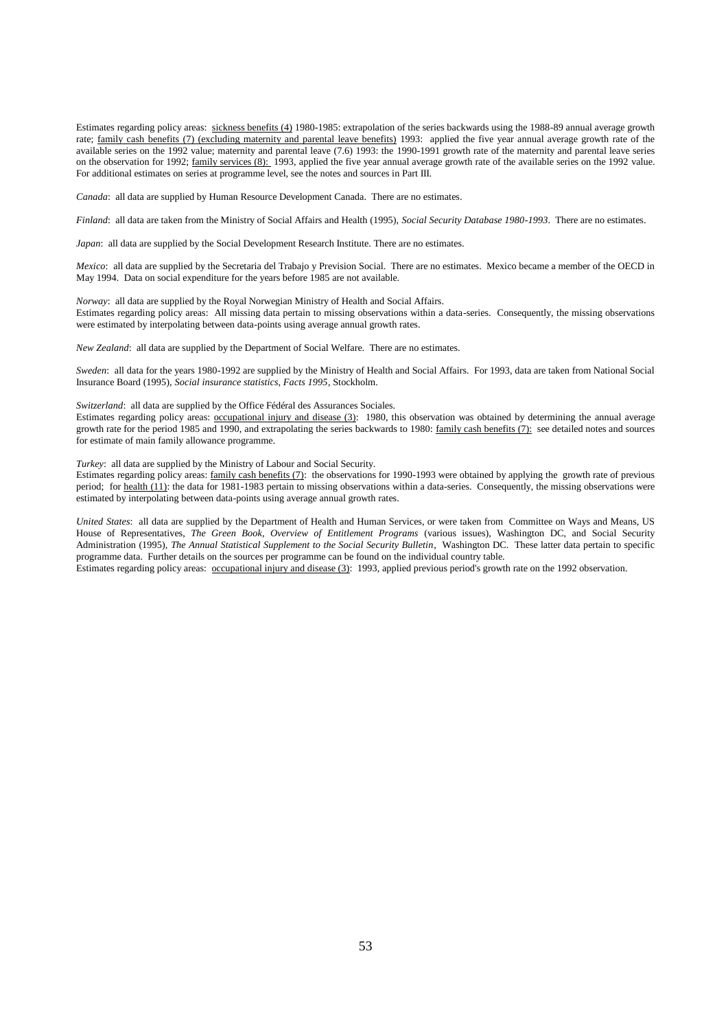Estimates regarding policy areas: sickness benefits (4) 1980-1985: extrapolation of the series backwards using the 1988-89 annual average growth rate; family cash benefits (7) (excluding maternity and parental leave benefits) 1993: applied the five year annual average growth rate of the available series on the 1992 value; maternity and parental leave (7.6) 1993: the 1990-1991 growth rate of the maternity and parental leave series on the observation for 1992; family services (8): 1993, applied the five year annual average growth rate of the available series on the 1992 value. For additional estimates on series at programme level, see the notes and sources in Part III.

*Canada*: all data are supplied by Human Resource Development Canada. There are no estimates.

*Finland*: all data are taken from the Ministry of Social Affairs and Health (1995), *Social Security Database 1980-1993*. There are no estimates.

*Japan*: all data are supplied by the Social Development Research Institute. There are no estimates.

*Mexico*: all data are supplied by the Secretaria del Trabajo y Prevision Social. There are no estimates. Mexico became a member of the OECD in May 1994. Data on social expenditure for the years before 1985 are not available.

*Norway*: all data are supplied by the Royal Norwegian Ministry of Health and Social Affairs.
Estimates regarding policy areas: All missing data pertain to missing observations within a data-series. Consequently, the missing observations were estimated by interpolating between data-points using average annual growth rates.

*New Zealand*: all data are supplied by the Department of Social Welfare. There are no estimates.

*Sweden*: all data for the years 1980-1992 are supplied by the Ministry of Health and Social Affairs. For 1993, data are taken from National Social Insurance Board (1995), *Social insurance statistics, Facts 1995*, Stockholm.

*Switzerland*: all data are supplied by the Office Fédéral des Assurances Sociales.
Estimates regarding policy areas: occupational injury and disease (3): 1980, this observation was obtained by determining the annual average growth rate for the period 1985 and 1990, and extrapolating the series backwards to 1980: family cash benefits (7): see detailed notes and sources for estimate of main family allowance programme.

*Turkey*: all data are supplied by the Ministry of Labour and Social Security.
Estimates regarding policy areas: family cash benefits (7): the observations for 1990-1993 were obtained by applying the growth rate of previous period; for health (11): the data for 1981-1983 pertain to missing observations within a data-series. Consequently, the missing observations were estimated by interpolating between data-points using average annual growth rates.

*United States*: all data are supplied by the Department of Health and Human Services, or were taken from Committee on Ways and Means, US House of Representatives, *The Green Book, Overview of Entitlement Programs* (various issues), Washington DC, and Social Security Administration (1995), *The Annual Statistical Supplement to the Social Security Bulletin*, Washington DC. These latter data pertain to specific programme data. Further details on the sources per programme can be found on the individual country table.
Estimates regarding policy areas: occupational injury and disease (3): 1993, applied previous period's growth rate on the 1992 observation.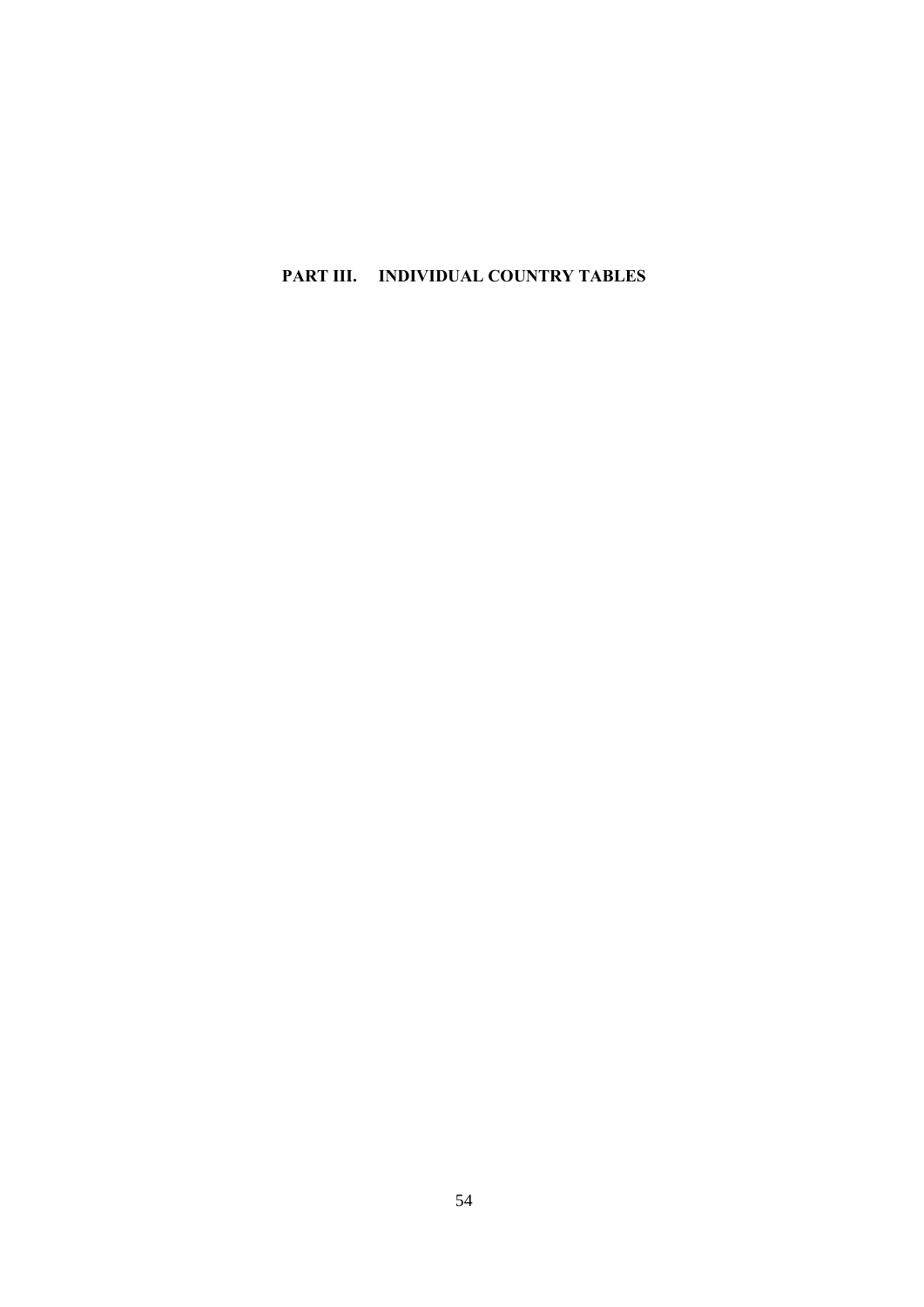# PART III. INDIVIDUAL COUNTRY TABLES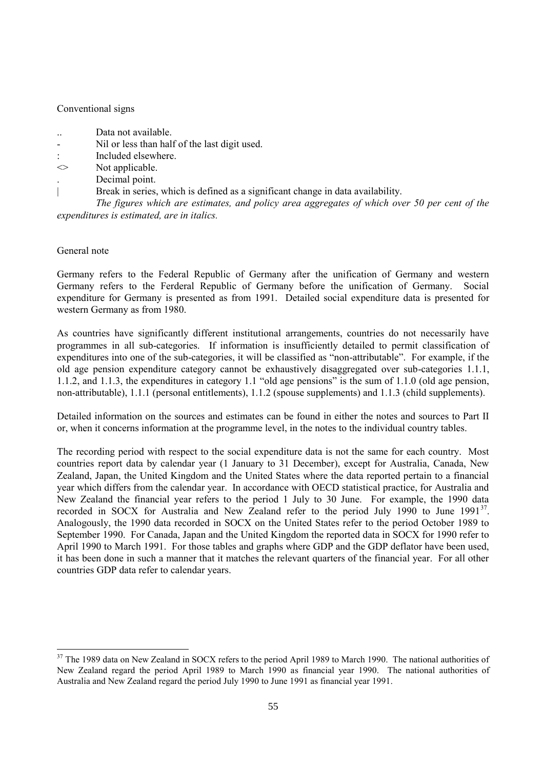Conventional signs

| | |
|---|---|
| .. | Data not available. |
| - | Nil or less than half of the last digit used. |
| : | Included elsewhere. |
| <> | Not applicable. |
| . | Decimal point. |
| \| | Break in series, which is defined as a significant change in data availability. |

*The figures which are estimates, and policy area aggregates of which over 50 per cent of the expenditures is estimated, are in italics.*

General note

Germany refers to the Federal Republic of Germany after the unification of Germany and western Germany refers to the Ferderal Republic of Germany before the unification of Germany. Social expenditure for Germany is presented as from 1991. Detailed social expenditure data is presented for western Germany as from 1980.

As countries have significantly different institutional arrangements, countries do not necessarily have programmes in all sub-categories. If information is insufficiently detailed to permit classification of expenditures into one of the sub-categories, it will be classified as "non-attributable". For example, if the old age pension expenditure category cannot be exhaustively disaggregated over sub-categories 1.1.1, 1.1.2, and 1.1.3, the expenditures in category 1.1 "old age pensions" is the sum of 1.1.0 (old age pension, non-attributable), 1.1.1 (personal entitlements), 1.1.2 (spouse supplements) and 1.1.3 (child supplements).

Detailed information on the sources and estimates can be found in either the notes and sources to Part II or, when it concerns information at the programme level, in the notes to the individual country tables.

The recording period with respect to the social expenditure data is not the same for each country. Most countries report data by calendar year (1 January to 31 December), except for Australia, Canada, New Zealand, Japan, the United Kingdom and the United States where the data reported pertain to a financial year which differs from the calendar year. In accordance with OECD statistical practice, for Australia and New Zealand the financial year refers to the period 1 July to 30 June. For example, the 1990 data recorded in SOCX for Australia and New Zealand refer to the period July 1990 to June 1991[37]. Analogously, the 1990 data recorded in SOCX on the United States refer to the period October 1989 to September 1990. For Canada, Japan and the United Kingdom the reported data in SOCX for 1990 refer to April 1990 to March 1991. For those tables and graphs where GDP and the GDP deflator have been used, it has been done in such a manner that it matches the relevant quarters of the financial year. For all other countries GDP data refer to calendar years.

[37] The 1989 data on New Zealand in SOCX refers to the period April 1989 to March 1990. The national authorities of New Zealand regard the period April 1989 to March 1990 as financial year 1990. The national authorities of Australia and New Zealand regard the period July 1990 to June 1991 as financial year 1991.